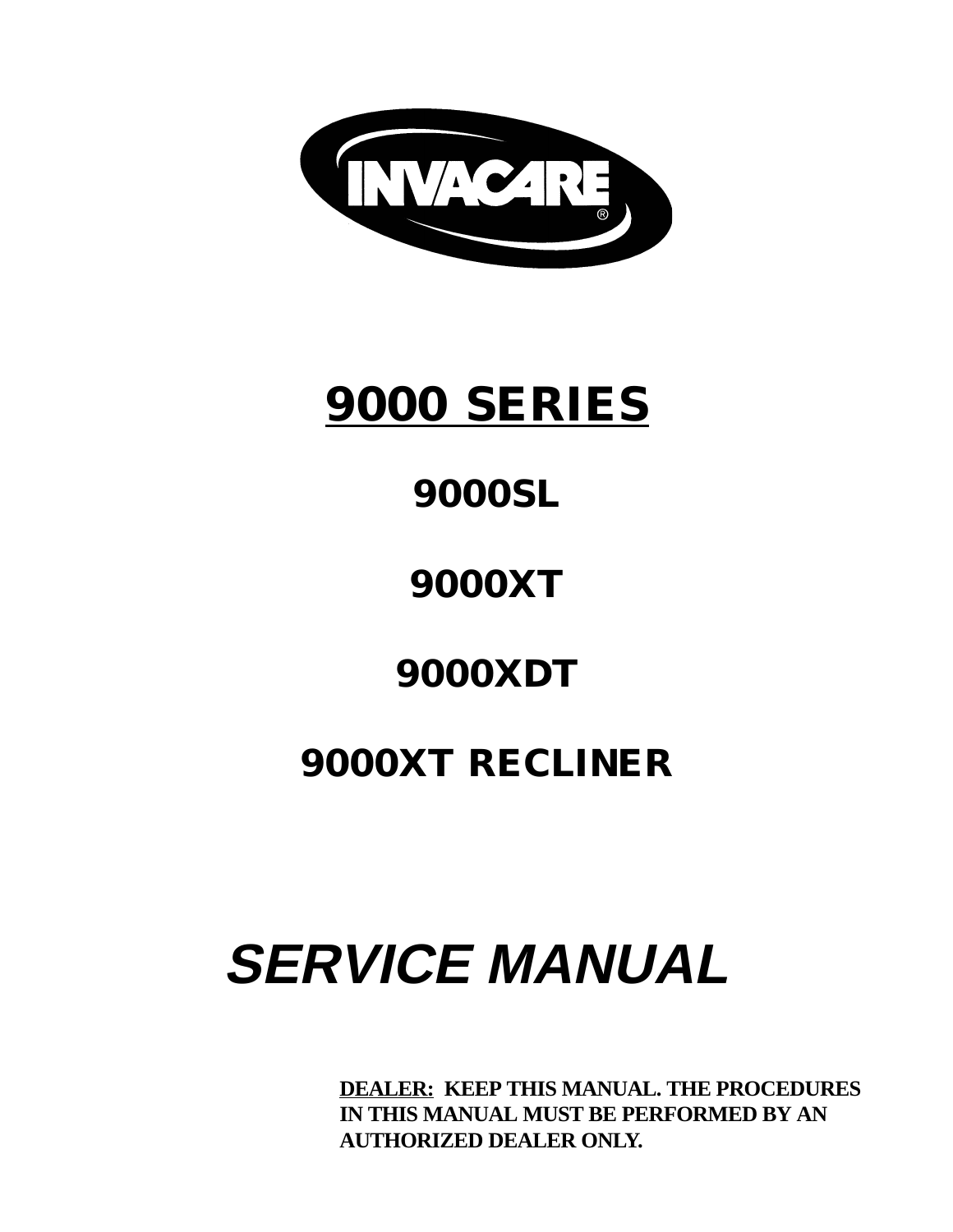INVACARE®

# 9000 SERIES

## 9000SL

## 9000XT

## 9000XDT

## 9000XT RECLINER

# *SERVICE MANUAL*

**DEALER: KEEP THIS MANUAL. THE PROCEDURES IN THIS MANUAL MUST BE PERFORMED BY AN AUTHORIZED DEALER ONLY.**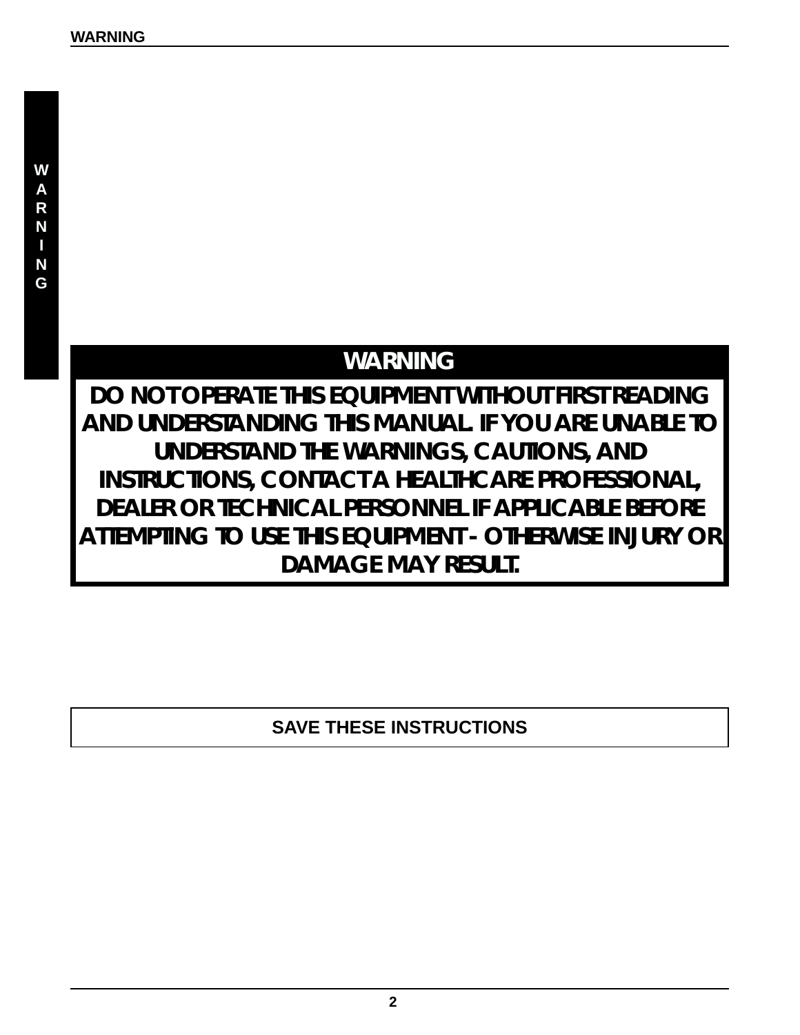## WARNING

**DO NOT OPERATE THIS EQUIPMENT WITHOUT FIRST READING AND UNDERSTANDING THIS MANUAL. IF YOU ARE UNABLE TO UNDERSTAND THE WARNINGS, CAUTIONS, AND INSTRUCTIONS, CONTACT A HEALTHCARE PROFESSIONAL, DEALER OR TECHNICAL PERSONNEL IF APPLICABLE BEFORE ATTEMPTING TO USE THIS EQUIPMENT - OTHERWISE INJURY OR DAMAGE MAY RESULT.**

**SAVE THESE INSTRUCTIONS**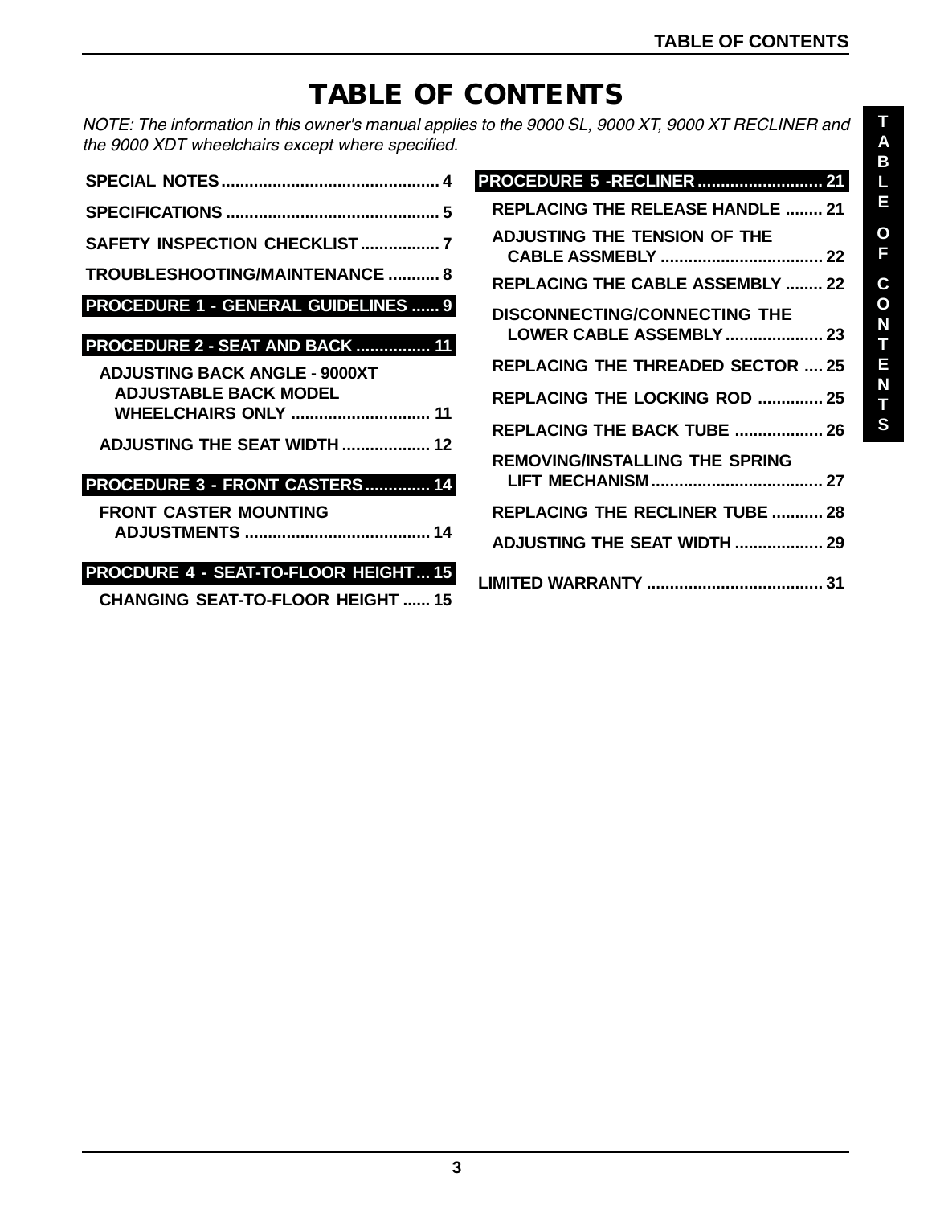# TABLE OF CONTENTS

*NOTE: The information in this owner's manual applies to the 9000 SL, 9000 XT, 9000 XT RECLINER and the 9000 XDT wheelchairs except where specified.*

**SPECIAL NOTES** .............................................. 4

**SPECIFICATIONS** ............................................. 5

**SAFETY INSPECTION CHECKLIST** ................. 7

**TROUBLESHOOTING/MAINTENANCE** ........... 8

**PROCEDURE 1 - GENERAL GUIDELINES** ...... 9

**PROCEDURE 2 - SEAT AND BACK** ................ 11

- **ADJUSTING BACK ANGLE - 9000XT ADJUSTABLE BACK MODEL WHEELCHAIRS ONLY** .............................. 11
- **ADJUSTING THE SEAT WIDTH** ................... 12

**PROCEDURE 3 - FRONT CASTERS** .............. 14

- **FRONT CASTER MOUNTING ADJUSTMENTS** ........................................ 14

**PROCDURE 4 - SEAT-TO-FLOOR HEIGHT** ... 15

- **CHANGING SEAT-TO-FLOOR HEIGHT** ...... 15

**PROCEDURE 5 -RECLINER** ........................... 21

- **REPLACING THE RELEASE HANDLE** ........ 21
- **ADJUSTING THE TENSION OF THE CABLE ASSMEBLY** ................................... 22
- **REPLACING THE CABLE ASSEMBLY** ........ 22
- **DISCONNECTING/CONNECTING THE LOWER CABLE ASSEMBLY** ..................... 23
- **REPLACING THE THREADED SECTOR** .... 25
- **REPLACING THE LOCKING ROD** .............. 25
- **REPLACING THE BACK TUBE** ................... 26
- **REMOVING/INSTALLING THE SPRING LIFT MECHANISM** ..................................... 27
- **REPLACING THE RECLINER TUBE** ........... 28
- **ADJUSTING THE SEAT WIDTH** ................... 29

**LIMITED WARRANTY** ...................................... 31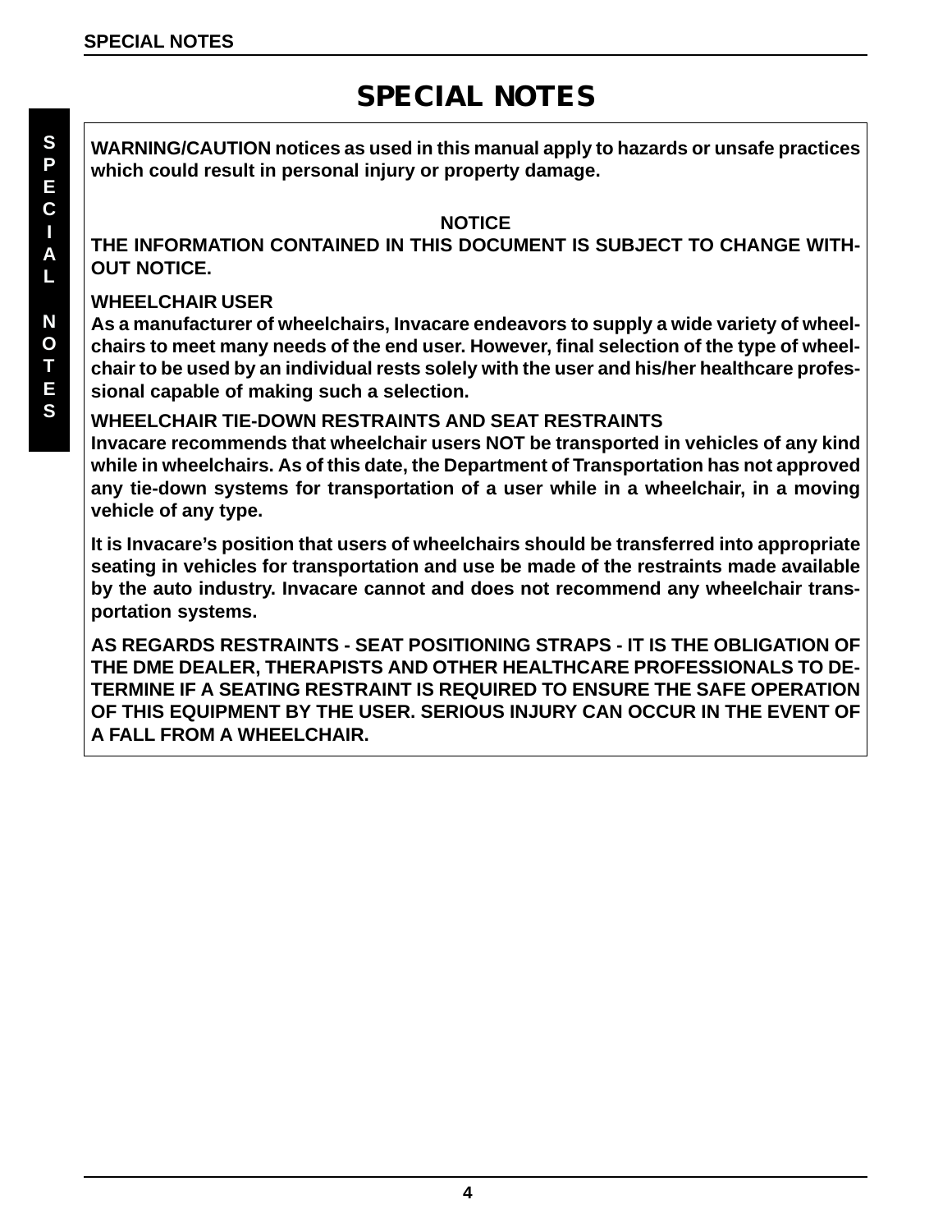# SPECIAL NOTES

**WARNING/CAUTION notices as used in this manual apply to hazards or unsafe practices which could result in personal injury or property damage.**

**NOTICE**

**THE INFORMATION CONTAINED IN THIS DOCUMENT IS SUBJECT TO CHANGE WITHOUT NOTICE.**

**WHEELCHAIR USER**

**As a manufacturer of wheelchairs, Invacare endeavors to supply a wide variety of wheelchairs to meet many needs of the end user. However, final selection of the type of wheelchair to be used by an individual rests solely with the user and his/her healthcare professional capable of making such a selection.**

**WHEELCHAIR TIE-DOWN RESTRAINTS AND SEAT RESTRAINTS**

**Invacare recommends that wheelchair users NOT be transported in vehicles of any kind while in wheelchairs. As of this date, the Department of Transportation has not approved any tie-down systems for transportation of a user while in a wheelchair, in a moving vehicle of any type.**

**It is Invacare's position that users of wheelchairs should be transferred into appropriate seating in vehicles for transportation and use be made of the restraints made available by the auto industry. Invacare cannot and does not recommend any wheelchair transportation systems.**

**AS REGARDS RESTRAINTS - SEAT POSITIONING STRAPS - IT IS THE OBLIGATION OF THE DME DEALER, THERAPISTS AND OTHER HEALTHCARE PROFESSIONALS TO DETERMINE IF A SEATING RESTRAINT IS REQUIRED TO ENSURE THE SAFE OPERATION OF THIS EQUIPMENT BY THE USER. SERIOUS INJURY CAN OCCUR IN THE EVENT OF A FALL FROM A WHEELCHAIR.**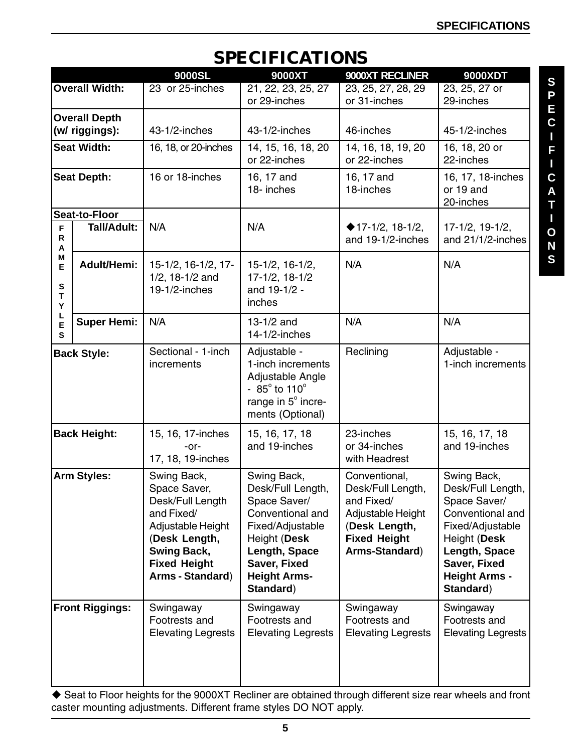# SPECIFICATIONS

| | | 9000SL | 9000XT | 9000XT RECLINER | 9000XDT |
|---|---|---|---|---|---|
| **Overall Width:** | | 23 or 25-inches | 21, 22, 23, 25, 27 or 29-inches | 23, 25, 27, 28, 29 or 31-inches | 23, 25, 27 or 29-inches |
| **Overall Depth (w/ riggings):** | | 43-1/2-inches | 43-1/2-inches | 46-inches | 45-1/2-inches |
| **Seat Width:** | | 16, 18, or 20-inches | 14, 15, 16, 18, 20 or 22-inches | 14, 16, 18, 19, 20 or 22-inches | 16, 18, 20 or 22-inches |
| **Seat Depth:** | | 16 or 18-inches | 16, 17 and 18- inches | 16, 17 and 18-inches | 16, 17, 18-inches or 19 and 20-inches |
| **Seat-to-Floor** | | | | | |
| **FRAME STYLES** | **Tall/Adult:** | N/A | N/A | ◆17-1/2, 18-1/2, and 19-1/2-inches | 17-1/2, 19-1/2, and 21/1/2-inches |
| | **Adult/Hemi:** | 15-1/2, 16-1/2, 17-1/2, 18-1/2 and 19-1/2-inches | 15-1/2, 16-1/2, 17-1/2, 18-1/2 and 19-1/2 - inches | N/A | N/A |
| | **Super Hemi:** | N/A | 13-1/2 and 14-1/2-inches | N/A | N/A |
| **Back Style:** | | Sectional - 1-inch increments | Adjustable - 1-inch increments Adjustable Angle - 85° to 110° range in 5° increments (Optional) | Reclining | Adjustable - 1-inch increments |
| **Back Height:** | | 15, 16, 17-inches -or- 17, 18, 19-inches | 15, 16, 17, 18 and 19-inches | 23-inches or 34-inches with Headrest | 15, 16, 17, 18 and 19-inches |
| **Arm Styles:** | | Swing Back, Space Saver, Desk/Full Length and Fixed/ Adjustable Height (**Desk Length, Swing Back, Fixed Height Arms - Standard**) | Swing Back, Desk/Full Length, Space Saver/ Conventional and Fixed/Adjustable Height (**Desk Length, Space Saver, Fixed Height Arms-Standard**) | Conventional, Desk/Full Length, and Fixed/ Adjustable Height (**Desk Length, Fixed Height Arms-Standard**) | Swing Back, Desk/Full Length, Space Saver/ Conventional and Fixed/Adjustable Height (**Desk Length, Space Saver, Fixed Height Arms - Standard**) |
| **Front Riggings:** | | Swingaway Footrests and Elevating Legrests | Swingaway Footrests and Elevating Legrests | Swingaway Footrests and Elevating Legrests | Swingaway Footrests and Elevating Legrests |

◆ Seat to Floor heights for the 9000XT Recliner are obtained through different size rear wheels and front caster mounting adjustments. Different frame styles DO NOT apply.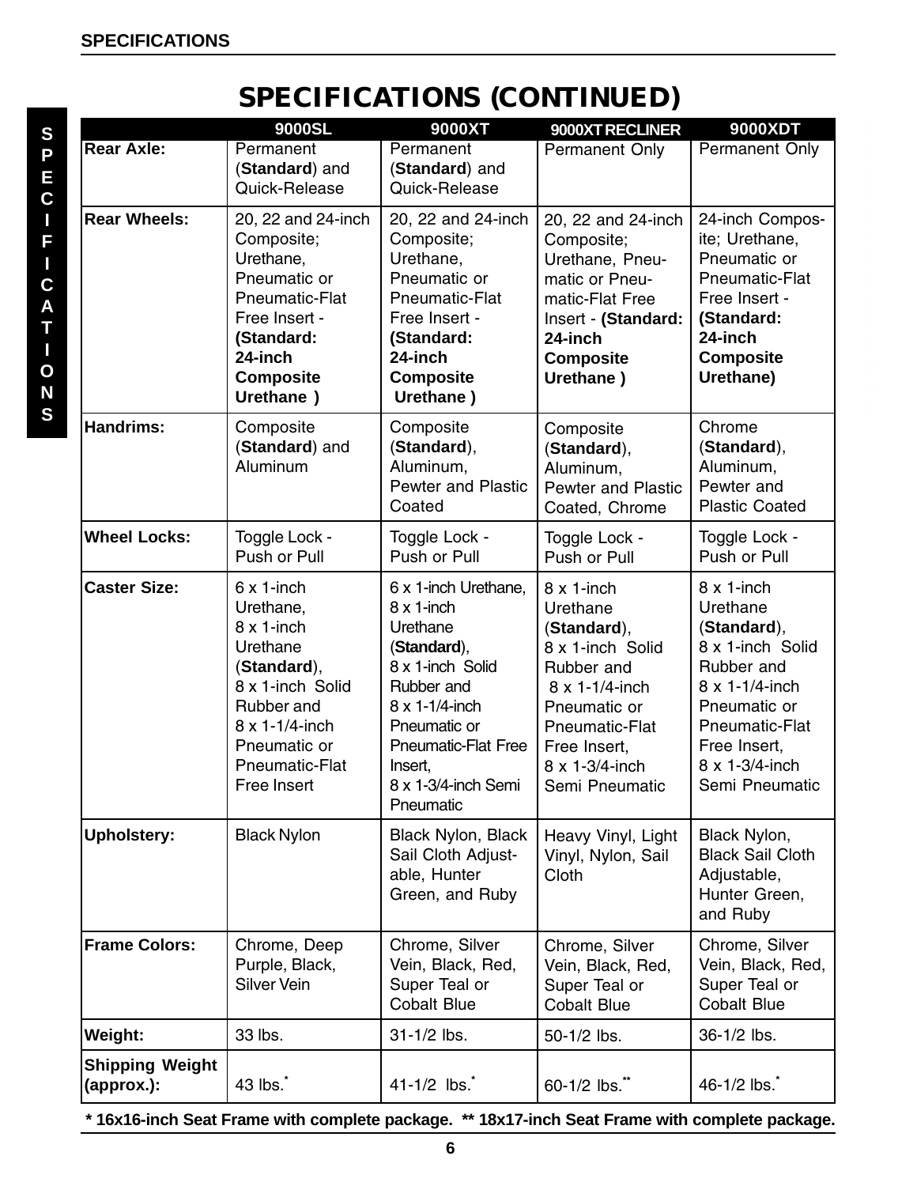# SPECIFICATIONS (CONTINUED)

| | 9000SL | 9000XT | 9000XT RECLINER | 9000XDT |
|---|---|---|---|---|
| **Rear Axle:** | Permanent (**Standard**) and Quick-Release | Permanent (**Standard**) and Quick-Release | Permanent Only | Permanent Only |
| **Rear Wheels:** | 20, 22 and 24-inch Composite; Urethane, Pneumatic or Pneumatic-Flat Free Insert - **(Standard: 24-inch Composite Urethane )** | 20, 22 and 24-inch Composite; Urethane, Pneumatic or Pneumatic-Flat Free Insert - **(Standard: 24-inch Composite Urethane )** | 20, 22 and 24-inch Composite; Urethane, Pneumatic or Pneumatic-Flat Free Insert - **(Standard: 24-inch Composite Urethane )** | 24-inch Composite; Urethane, Pneumatic or Pneumatic-Flat Free Insert - **(Standard: 24-inch Composite Urethane)** |
| **Handrims:** | Composite (**Standard**) and Aluminum | Composite (**Standard**), Aluminum, Pewter and Plastic Coated | Composite (**Standard**), Aluminum, Pewter and Plastic Coated, Chrome | Chrome (**Standard**), Aluminum, Pewter and Plastic Coated |
| **Wheel Locks:** | Toggle Lock - Push or Pull | Toggle Lock - Push or Pull | Toggle Lock - Push or Pull | Toggle Lock - Push or Pull |
| **Caster Size:** | 6 x 1-inch Urethane, 8 x 1-inch Urethane (**Standard**), 8 x 1-inch Solid Rubber and 8 x 1-1/4-inch Pneumatic or Pneumatic-Flat Free Insert | 6 x 1-inch Urethane, 8 x 1-inch Urethane (**Standard**), 8 x 1-inch Solid Rubber and 8 x 1-1/4-inch Pneumatic or Pneumatic-Flat Free Insert, 8 x 1-3/4-inch Semi Pneumatic | 8 x 1-inch Urethane (**Standard**), 8 x 1-inch Solid Rubber and 8 x 1-1/4-inch Pneumatic or Pneumatic-Flat Free Insert, 8 x 1-3/4-inch Semi Pneumatic | 8 x 1-inch Urethane (**Standard**), 8 x 1-inch Solid Rubber and 8 x 1-1/4-inch Pneumatic or Pneumatic-Flat Free Insert, 8 x 1-3/4-inch Semi Pneumatic |
| **Upholstery:** | Black Nylon | Black Nylon, Black Sail Cloth Adjustable, Hunter Green, and Ruby | Heavy Vinyl, Light Vinyl, Nylon, Sail Cloth | Black Nylon, Black Sail Cloth Adjustable, Hunter Green, and Ruby |
| **Frame Colors:** | Chrome, Deep Purple, Black, Silver Vein | Chrome, Silver Vein, Black, Red, Super Teal or Cobalt Blue | Chrome, Silver Vein, Black, Red, Super Teal or Cobalt Blue | Chrome, Silver Vein, Black, Red, Super Teal or Cobalt Blue |
| **Weight:** | 33 lbs. | 31-1/2 lbs. | 50-1/2 lbs. | 36-1/2 lbs. |
| **Shipping Weight (approx.):** | 43 lbs.* | 41-1/2 lbs.* | 60-1/2 lbs.** | 46-1/2 lbs.* |

**\* 16x16-inch Seat Frame with complete package. \*\* 18x17-inch Seat Frame with complete package.**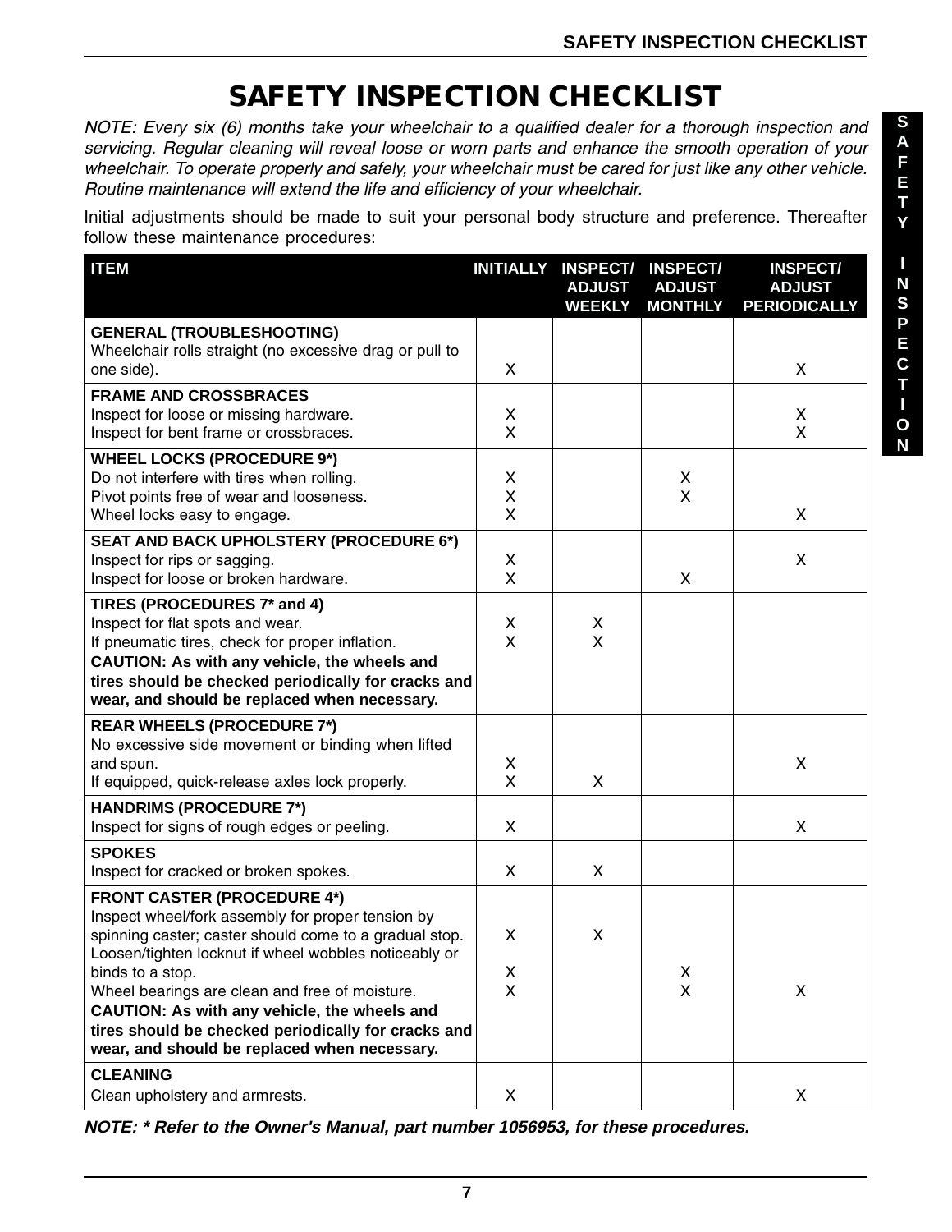# SAFETY INSPECTION CHECKLIST

*NOTE: Every six (6) months take your wheelchair to a qualified dealer for a thorough inspection and servicing. Regular cleaning will reveal loose or worn parts and enhance the smooth operation of your wheelchair. To operate properly and safely, your wheelchair must be cared for just like any other vehicle. Routine maintenance will extend the life and efficiency of your wheelchair.*

Initial adjustments should be made to suit your personal body structure and preference. Thereafter follow these maintenance procedures:

| ITEM | INITIALLY | INSPECT/ ADJUST WEEKLY | INSPECT/ ADJUST MONTHLY | INSPECT/ ADJUST PERIODICALLY |
|---|---|---|---|---|
| **GENERAL (TROUBLESHOOTING)** | | | | |
| Wheelchair rolls straight (no excessive drag or pull to one side). | X | | | X |
| **FRAME AND CROSSBRACES** | | | | |
| Inspect for loose or missing hardware. | X | | | X |
| Inspect for bent frame or crossbraces. | X | | | X |
| **WHEEL LOCKS (PROCEDURE 9*)** | | | | |
| Do not interfere with tires when rolling. | X | | X | |
| Pivot points free of wear and looseness. | X | | X | |
| Wheel locks easy to engage. | X | | | X |
| **SEAT AND BACK UPHOLSTERY (PROCEDURE 6*)** | | | | |
| Inspect for rips or sagging. | X | | | X |
| Inspect for loose or broken hardware. | X | | X | |
| **TIRES (PROCEDURES 7* and 4)** | | | | |
| Inspect for flat spots and wear. | X | X | | |
| If pneumatic tires, check for proper inflation. | X | X | | |
| **CAUTION: As with any vehicle, the wheels and tires should be checked periodically for cracks and wear, and should be replaced when necessary.** | | | | |
| **REAR WHEELS (PROCEDURE 7*)** | | | | |
| No excessive side movement or binding when lifted and spun. | X | | | X |
| If equipped, quick-release axles lock properly. | X | X | | |
| **HANDRIMS (PROCEDURE 7*)** | | | | |
| Inspect for signs of rough edges or peeling. | X | | | X |
| **SPOKES** | | | | |
| Inspect for cracked or broken spokes. | X | X | | |
| **FRONT CASTER (PROCEDURE 4*)** | | | | |
| Inspect wheel/fork assembly for proper tension by spinning caster; caster should come to a gradual stop. | X | X | | |
| Loosen/tighten locknut if wheel wobbles noticeably or binds to a stop. | X | | X | |
| Wheel bearings are clean and free of moisture. | X | | X | X |
| **CAUTION: As with any vehicle, the wheels and tires should be checked periodically for cracks and wear, and should be replaced when necessary.** | | | | |
| **CLEANING** | | | | |
| Clean upholstery and armrests. | X | | | X |

***NOTE: * Refer to the Owner's Manual, part number 1056953, for these procedures.***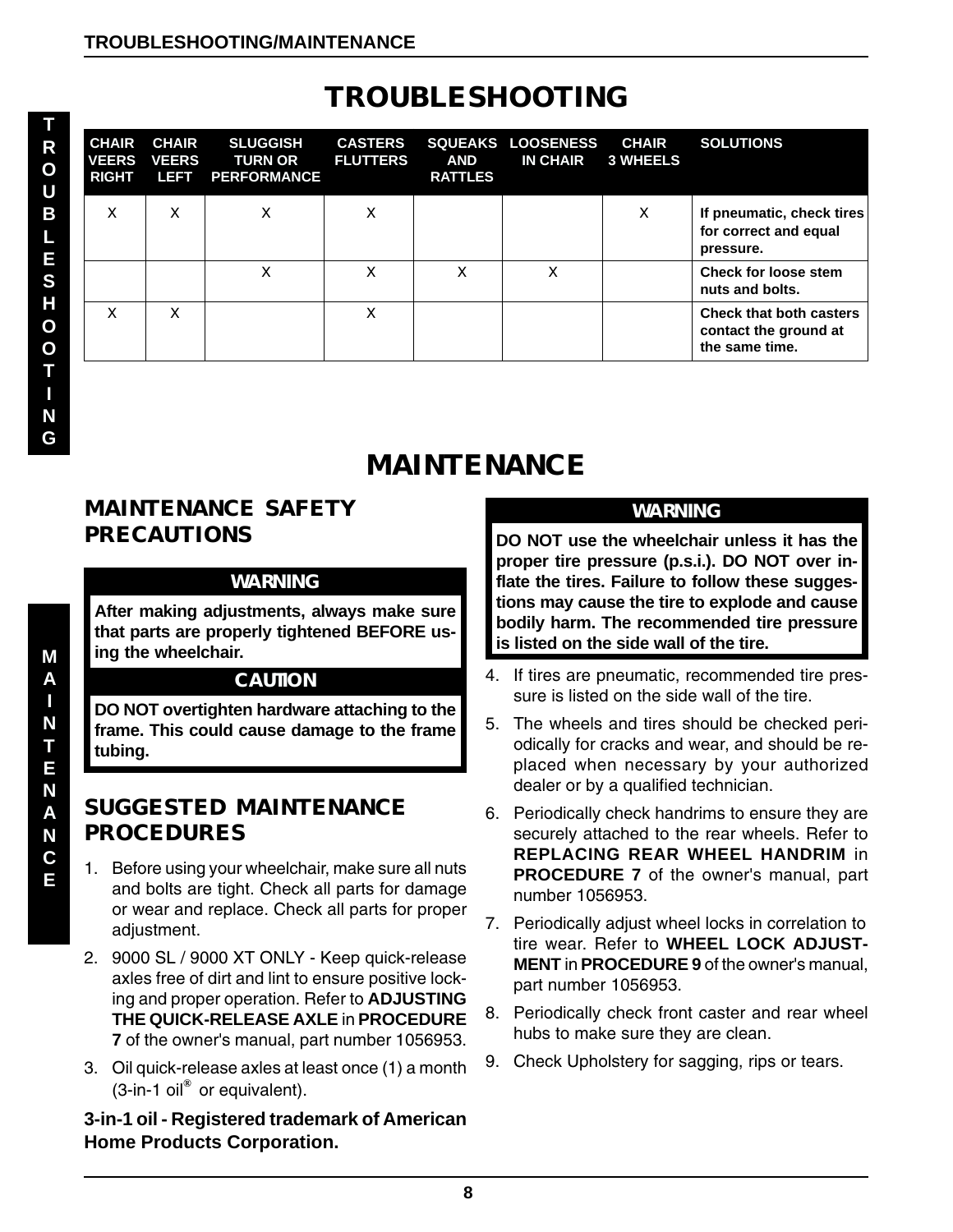# TROUBLESHOOTING

| CHAIR VEERS RIGHT | CHAIR VEERS LEFT | SLUGGISH TURN OR PERFORMANCE | CASTERS FLUTTERS | SQUEAKS AND RATTLES | LOOSENESS IN CHAIR | CHAIR 3 WHEELS | SOLUTIONS |
|---|---|---|---|---|---|---|---|
| X | X | X | X | | | X | **If pneumatic, check tires for correct and equal pressure.** |
| | | X | X | X | X | | **Check for loose stem nuts and bolts.** |
| X | X | | X | | | | **Check that both casters contact the ground at the same time.** |

# MAINTENANCE

## MAINTENANCE SAFETY PRECAUTIONS

**WARNING**

**After making adjustments, always make sure that parts are properly tightened BEFORE using the wheelchair.**

**CAUTION**

**DO NOT overtighten hardware attaching to the frame. This could cause damage to the frame tubing.**

## SUGGESTED MAINTENANCE PROCEDURES

1. Before using your wheelchair, make sure all nuts and bolts are tight. Check all parts for damage or wear and replace. Check all parts for proper adjustment.
2. 9000 SL / 9000 XT ONLY - Keep quick-release axles free of dirt and lint to ensure positive locking and proper operation. Refer to **ADJUSTING THE QUICK-RELEASE AXLE** in **PROCEDURE 7** of the owner's manual, part number 1056953.
3. Oil quick-release axles at least once (1) a month (3-in-1 oil® or equivalent).

**3-in-1 oil - Registered trademark of American Home Products Corporation.**

**WARNING**

**DO NOT use the wheelchair unless it has the proper tire pressure (p.s.i.). DO NOT over inflate the tires. Failure to follow these suggestions may cause the tire to explode and cause bodily harm. The recommended tire pressure is listed on the side wall of the tire.**

4. If tires are pneumatic, recommended tire pressure is listed on the side wall of the tire.
5. The wheels and tires should be checked periodically for cracks and wear, and should be replaced when necessary by your authorized dealer or by a qualified technician.
6. Periodically check handrims to ensure they are securely attached to the rear wheels. Refer to **REPLACING REAR WHEEL HANDRIM** in **PROCEDURE 7** of the owner's manual, part number 1056953.
7. Periodically adjust wheel locks in correlation to tire wear. Refer to **WHEEL LOCK ADJUSTMENT** in **PROCEDURE 9** of the owner's manual, part number 1056953.
8. Periodically check front caster and rear wheel hubs to make sure they are clean.
9. Check Upholstery for sagging, rips or tears.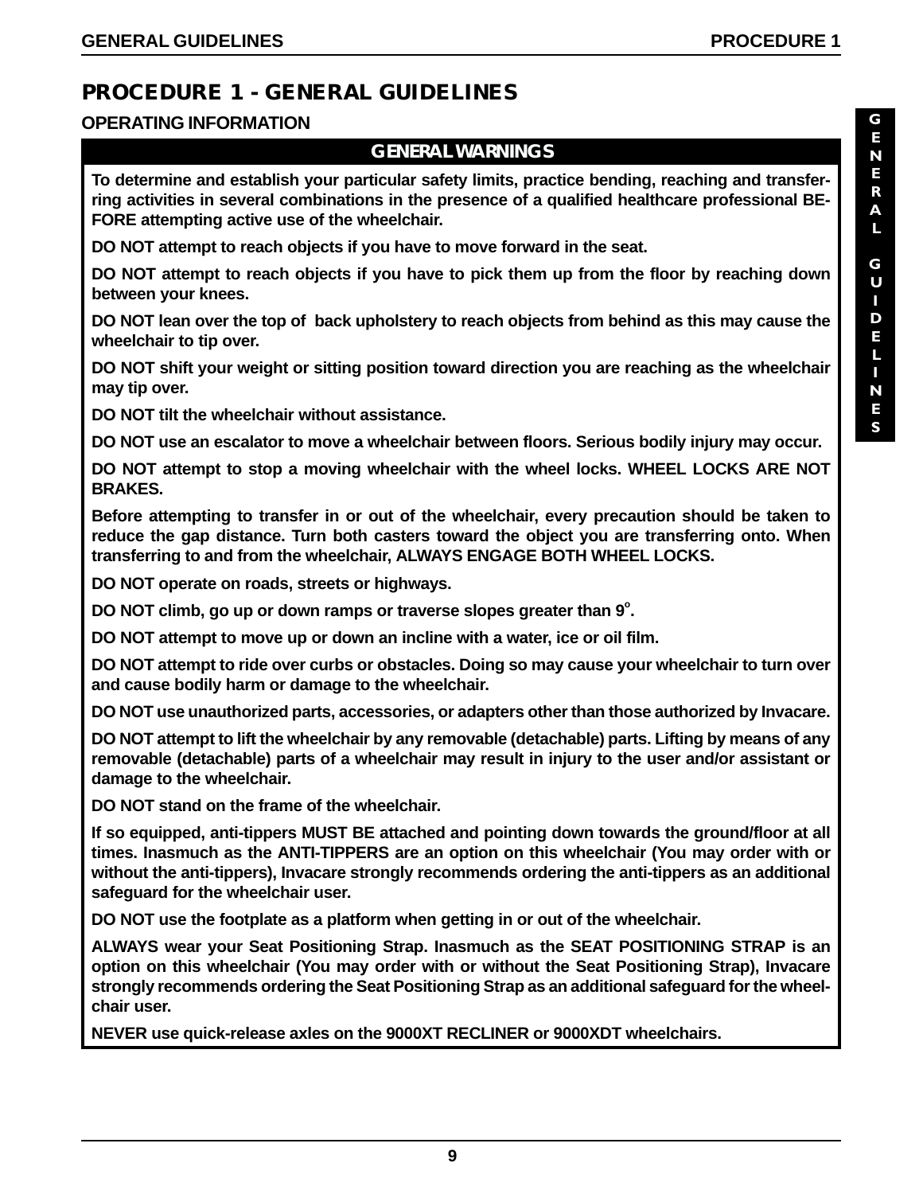# PROCEDURE 1 - GENERAL GUIDELINES

## OPERATING INFORMATION

### GENERAL WARNINGS

**To determine and establish your particular safety limits, practice bending, reaching and transferring activities in several combinations in the presence of a qualified healthcare professional BEFORE attempting active use of the wheelchair.**

**DO NOT attempt to reach objects if you have to move forward in the seat.**

**DO NOT attempt to reach objects if you have to pick them up from the floor by reaching down between your knees.**

**DO NOT lean over the top of back upholstery to reach objects from behind as this may cause the wheelchair to tip over.**

**DO NOT shift your weight or sitting position toward direction you are reaching as the wheelchair may tip over.**

**DO NOT tilt the wheelchair without assistance.**

**DO NOT use an escalator to move a wheelchair between floors. Serious bodily injury may occur.**

**DO NOT attempt to stop a moving wheelchair with the wheel locks. WHEEL LOCKS ARE NOT BRAKES.**

**Before attempting to transfer in or out of the wheelchair, every precaution should be taken to reduce the gap distance. Turn both casters toward the object you are transferring onto. When transferring to and from the wheelchair, ALWAYS ENGAGE BOTH WHEEL LOCKS.**

**DO NOT operate on roads, streets or highways.**

**DO NOT climb, go up or down ramps or traverse slopes greater than 9°.**

**DO NOT attempt to move up or down an incline with a water, ice or oil film.**

**DO NOT attempt to ride over curbs or obstacles. Doing so may cause your wheelchair to turn over and cause bodily harm or damage to the wheelchair.**

**DO NOT use unauthorized parts, accessories, or adapters other than those authorized by Invacare.**

**DO NOT attempt to lift the wheelchair by any removable (detachable) parts. Lifting by means of any removable (detachable) parts of a wheelchair may result in injury to the user and/or assistant or damage to the wheelchair.**

**DO NOT stand on the frame of the wheelchair.**

**If so equipped, anti-tippers MUST BE attached and pointing down towards the ground/floor at all times. Inasmuch as the ANTI-TIPPERS are an option on this wheelchair (You may order with or without the anti-tippers), Invacare strongly recommends ordering the anti-tippers as an additional safeguard for the wheelchair user.**

**DO NOT use the footplate as a platform when getting in or out of the wheelchair.**

**ALWAYS wear your Seat Positioning Strap. Inasmuch as the SEAT POSITIONING STRAP is an option on this wheelchair (You may order with or without the Seat Positioning Strap), Invacare strongly recommends ordering the Seat Positioning Strap as an additional safeguard for the wheelchair user.**

**NEVER use quick-release axles on the 9000XT RECLINER or 9000XDT wheelchairs.**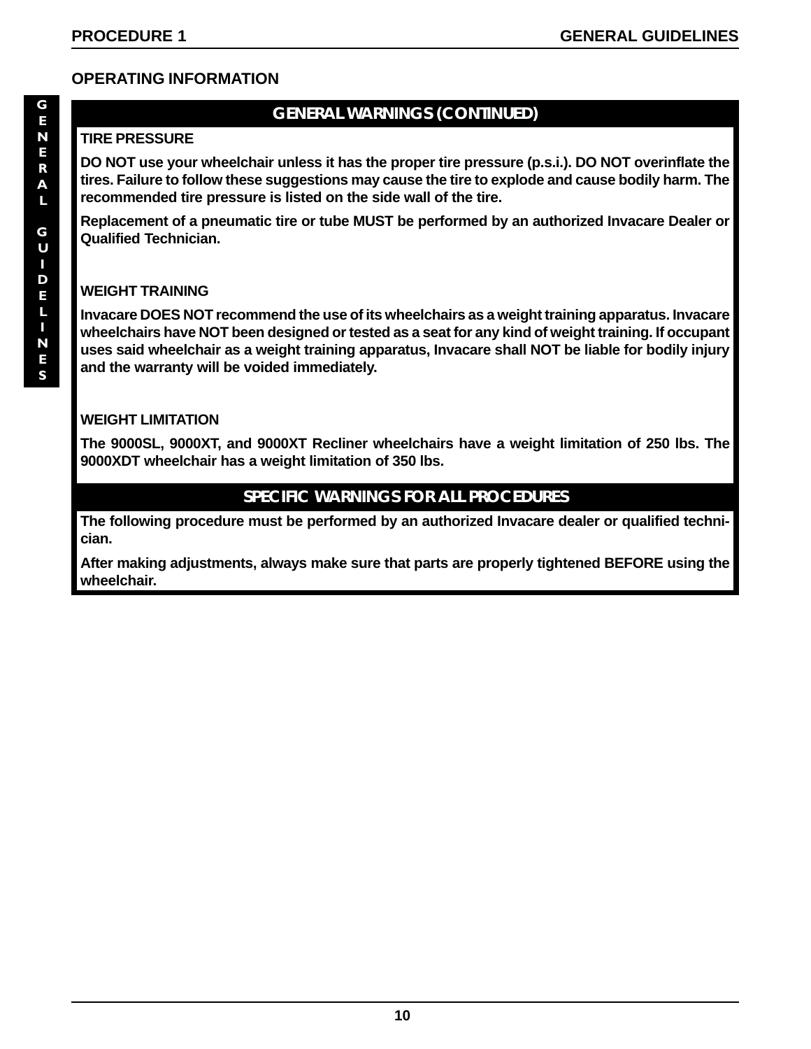## OPERATING INFORMATION

### GENERAL WARNINGS (CONTINUED)

**TIRE PRESSURE**

**DO NOT use your wheelchair unless it has the proper tire pressure (p.s.i.). DO NOT overinflate the tires. Failure to follow these suggestions may cause the tire to explode and cause bodily harm. The recommended tire pressure is listed on the side wall of the tire.**

**Replacement of a pneumatic tire or tube MUST be performed by an authorized Invacare Dealer or Qualified Technician.**

**WEIGHT TRAINING**

**Invacare DOES NOT recommend the use of its wheelchairs as a weight training apparatus. Invacare wheelchairs have NOT been designed or tested as a seat for any kind of weight training. If occupant uses said wheelchair as a weight training apparatus, Invacare shall NOT be liable for bodily injury and the warranty will be voided immediately.**

**WEIGHT LIMITATION**

**The 9000SL, 9000XT, and 9000XT Recliner wheelchairs have a weight limitation of 250 lbs. The 9000XDT wheelchair has a weight limitation of 350 lbs.**

### SPECIFIC WARNINGS FOR ALL PROCEDURES

**The following procedure must be performed by an authorized Invacare dealer or qualified technician.**

**After making adjustments, always make sure that parts are properly tightened BEFORE using the wheelchair.**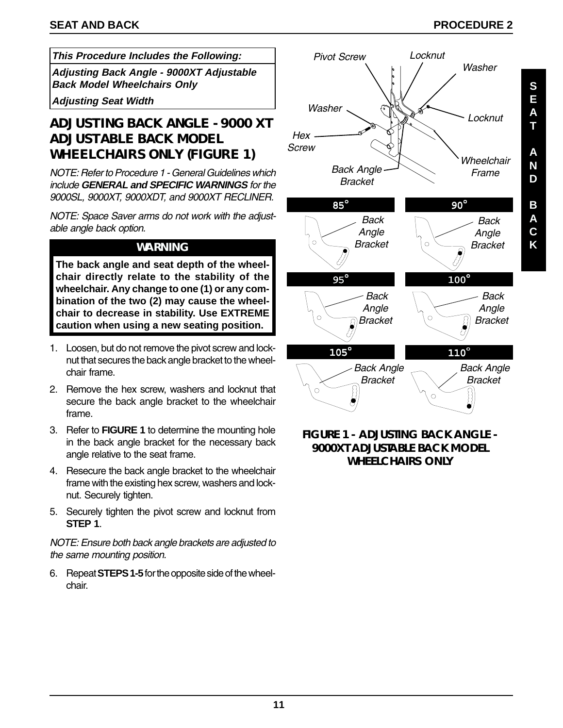**This Procedure Includes the Following:**

***Adjusting Back Angle - 9000XT Adjustable Back Model Wheelchairs Only***

***Adjusting Seat Width***

## ADJUSTING BACK ANGLE - 9000 XT ADJUSTABLE BACK MODEL WHEELCHAIRS ONLY (FIGURE 1)

*NOTE: Refer to Procedure 1 - General Guidelines which include **GENERAL and SPECIFIC WARNINGS** for the 9000SL, 9000XT, 9000XDT, and 9000XT RECLINER.*

*NOTE: Space Saver arms do not work with the adjustable angle back option.*

**WARNING**

**The back angle and seat depth of the wheelchair directly relate to the stability of the wheelchair. Any change to one (1) or any combination of the two (2) may cause the wheelchair to decrease in stability. Use EXTREME caution when using a new seating position.**

1. Loosen, but do not remove the pivot screw and locknut that secures the back angle bracket to the wheelchair frame.
2. Remove the hex screw, washers and locknut that secure the back angle bracket to the wheelchair frame.
3. Refer to **FIGURE 1** to determine the mounting hole in the back angle bracket for the necessary back angle relative to the seat frame.
4. Resecure the back angle bracket to the wheelchair frame with the existing hex screw, washers and locknut. Securely tighten.
5. Securely tighten the pivot screw and locknut from **STEP 1**.

*NOTE: Ensure both back angle brackets are adjusted to the same mounting position.*

6. Repeat **STEPS 1-5** for the opposite side of the wheelchair.

Pivot Screw, Locknut, Washer, Washer, Locknut, Hex Screw, Back Angle Bracket, Wheelchair Frame

85° Back Angle Bracket — 90° Back Angle Bracket — 95° Back Angle Bracket — 100° Back Angle Bracket — 105° Back Angle Bracket — 110° Back Angle Bracket

**FIGURE 1 - ADJUSTING BACK ANGLE - 9000XT ADJUSTABLE BACK MODEL WHEELCHAIRS ONLY**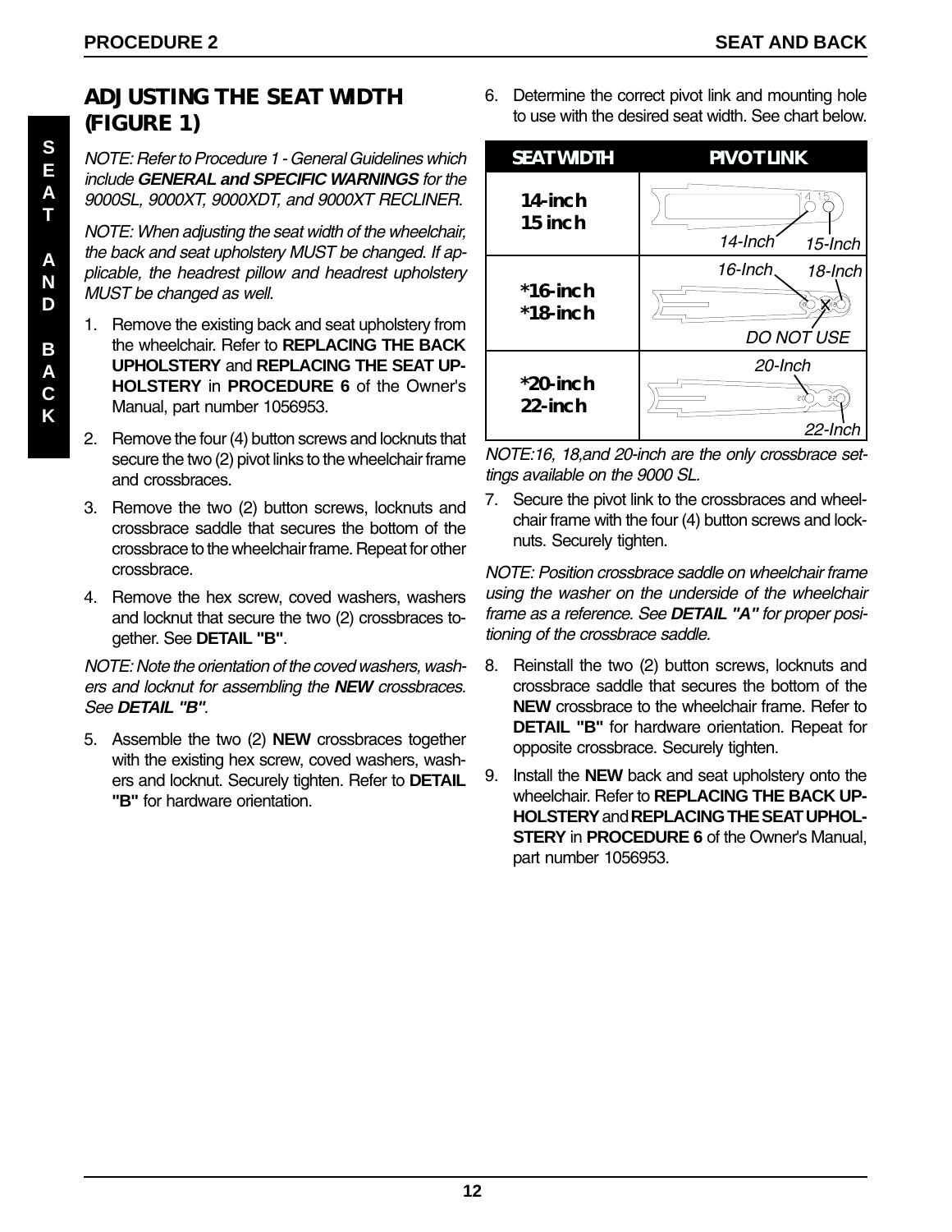## ADJUSTING THE SEAT WIDTH (FIGURE 1)

*NOTE: Refer to Procedure 1 - General Guidelines which include **GENERAL and SPECIFIC WARNINGS** for the 9000SL, 9000XT, 9000XDT, and 9000XT RECLINER.*

*NOTE: When adjusting the seat width of the wheelchair, the back and seat upholstery MUST be changed. If applicable, the headrest pillow and headrest upholstery MUST be changed as well.*

1. Remove the existing back and seat upholstery from the wheelchair. Refer to **REPLACING THE BACK UPHOLSTERY** and **REPLACING THE SEAT UPHOLSTERY** in **PROCEDURE 6** of the Owner's Manual, part number 1056953.
2. Remove the four (4) button screws and locknuts that secure the two (2) pivot links to the wheelchair frame and crossbraces.
3. Remove the two (2) button screws, locknuts and crossbrace saddle that secures the bottom of the crossbrace to the wheelchair frame. Repeat for other crossbrace.
4. Remove the hex screw, coved washers, washers and locknut that secure the two (2) crossbraces together. See **DETAIL "B"**.

*NOTE: Note the orientation of the coved washers, washers and locknut for assembling the **NEW** crossbraces. See **DETAIL "B"**.*

5. Assemble the two (2) **NEW** crossbraces together with the existing hex screw, coved washers, washers and locknut. Securely tighten. Refer to **DETAIL "B"** for hardware orientation.
6. Determine the correct pivot link and mounting hole to use with the desired seat width. See chart below.

| SEAT WIDTH | PIVOT LINK |
|---|---|
| 14-inch<br>15 inch | 14-Inch, 15-Inch |
| *16-inch<br>*18-inch | 16-Inch, 18-Inch, DO NOT USE |
| *20-inch<br>22-inch | 20-Inch, 22-Inch |

*NOTE:16, 18,and 20-inch are the only crossbrace settings available on the 9000 SL.*

7. Secure the pivot link to the crossbraces and wheelchair frame with the four (4) button screws and locknuts. Securely tighten.

*NOTE: Position crossbrace saddle on wheelchair frame using the washer on the underside of the wheelchair frame as a reference. See **DETAIL "A"** for proper positioning of the crossbrace saddle.*

8. Reinstall the two (2) button screws, locknuts and crossbrace saddle that secures the bottom of the **NEW** crossbrace to the wheelchair frame. Refer to **DETAIL "B"** for hardware orientation. Repeat for opposite crossbrace. Securely tighten.
9. Install the **NEW** back and seat upholstery onto the wheelchair. Refer to **REPLACING THE BACK UPHOLSTERY** and **REPLACING THE SEAT UPHOLSTERY** in **PROCEDURE 6** of the Owner's Manual, part number 1056953.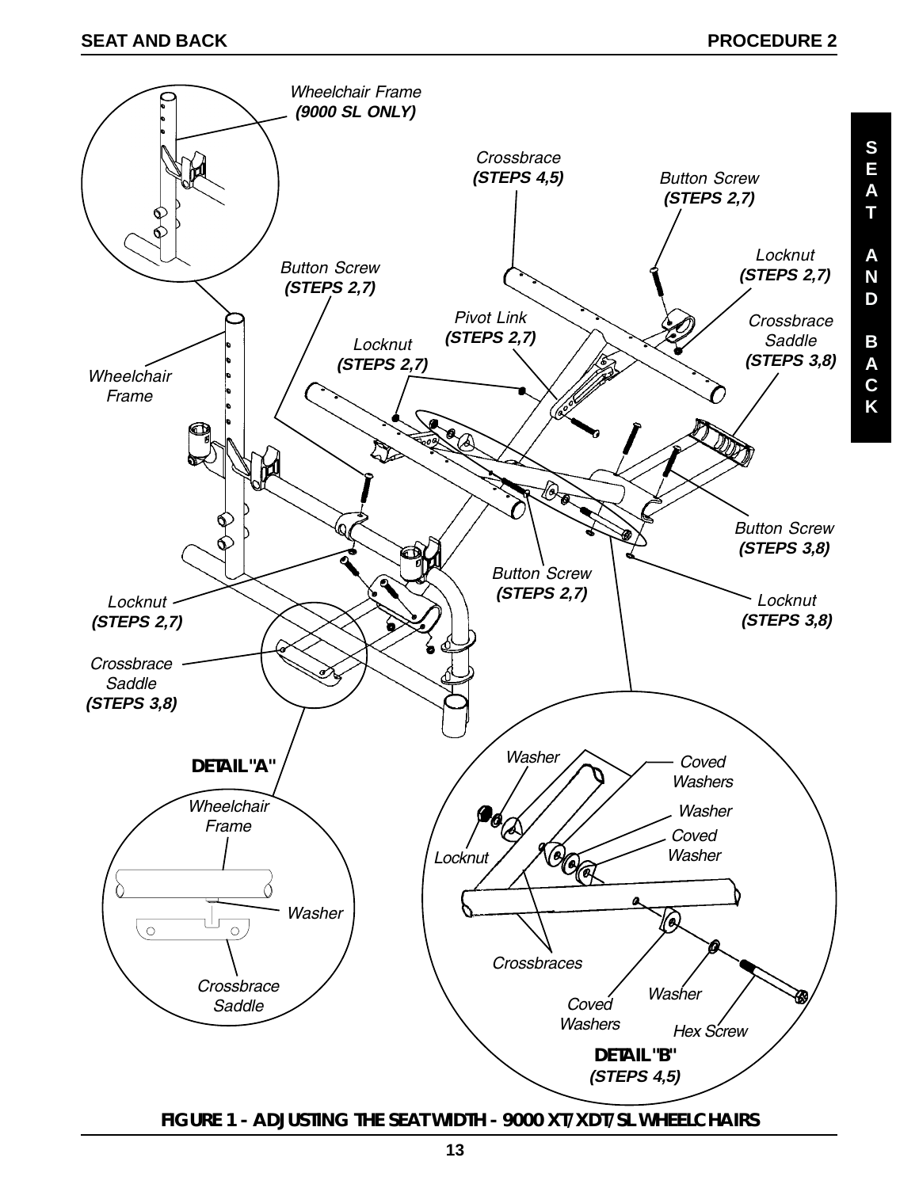FIGURE 1 - ADJUSTING THE SEAT WIDTH - 9000 XT/XDT/SL WHEELCHAIRS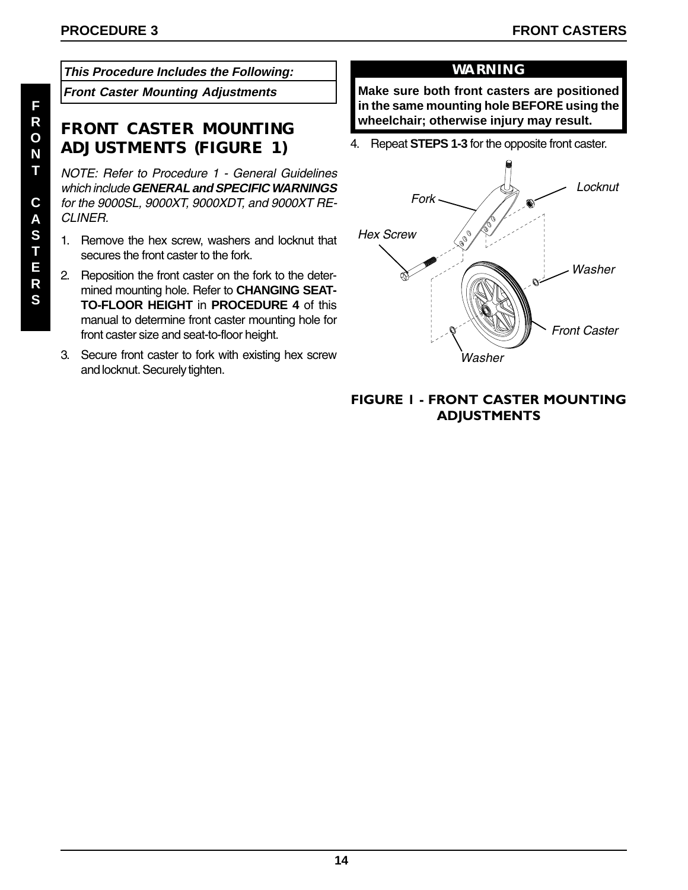*This Procedure Includes the Following:*

*Front Caster Mounting Adjustments*

## FRONT CASTER MOUNTING ADJUSTMENTS (FIGURE 1)

*NOTE: Refer to Procedure 1 - General Guidelines which include **GENERAL and SPECIFIC WARNINGS** for the 9000SL, 9000XT, 9000XDT, and 9000XT RECLINER.*

1. Remove the hex screw, washers and locknut that secures the front caster to the fork.
2. Reposition the front caster on the fork to the determined mounting hole. Refer to **CHANGING SEAT-TO-FLOOR HEIGHT** in **PROCEDURE 4** of this manual to determine front caster mounting hole for front caster size and seat-to-floor height.
3. Secure front caster to fork with existing hex screw and locknut. Securely tighten.

**WARNING**

**Make sure both front casters are positioned in the same mounting hole BEFORE using the wheelchair; otherwise injury may result.**

4. Repeat **STEPS 1-3** for the opposite front caster.

*Fork* *Locknut* *Hex Screw* *Washer* *Front Caster* *Washer*

**FIGURE 1 - FRONT CASTER MOUNTING ADJUSTMENTS**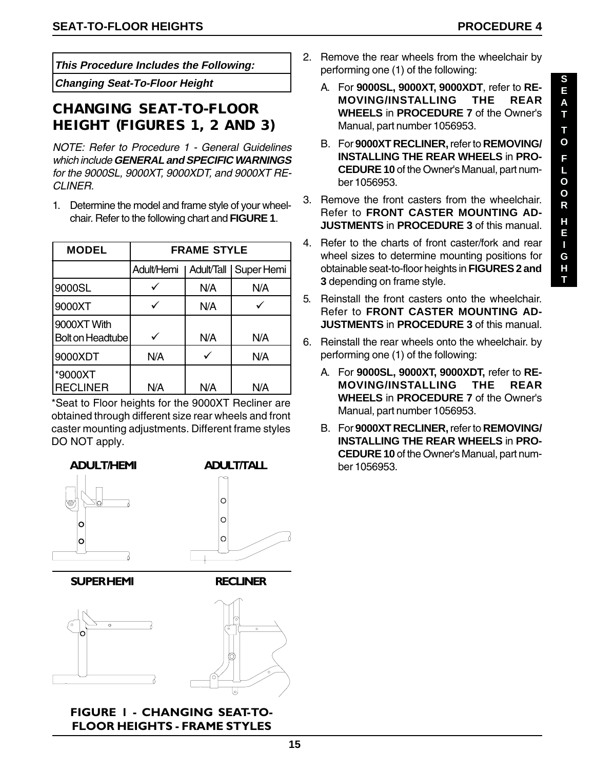*This Procedure Includes the Following:*

*Changing Seat-To-Floor Height*

## CHANGING SEAT-TO-FLOOR HEIGHT (FIGURES 1, 2 AND 3)

*NOTE: Refer to Procedure 1 - General Guidelines which include **GENERAL and SPECIFIC WARNINGS** for the 9000SL, 9000XT, 9000XDT, and 9000XT RECLINER.*

1. Determine the model and frame style of your wheelchair. Refer to the following chart and **FIGURE 1**.

| MODEL | FRAME STYLE | | |
|---|---|---|---|
| | Adult/Hemi | Adult/Tall | Super Hemi |
| 9000SL | ✓ | N/A | N/A |
| 9000XT | ✓ | N/A | ✓ |
| 9000XT With Bolt on Headtube | ✓ | N/A | N/A |
| 9000XDT | N/A | ✓ | N/A |
| *9000XT RECLINER | N/A | N/A | N/A |

*Seat to Floor heights for the 9000XT Recliner are obtained through different size rear wheels and front caster mounting adjustments. Different frame styles DO NOT apply.

ADULT/HEMI ADULT/TALL

SUPER HEMI RECLINER

**FIGURE 1 - CHANGING SEAT-TO-FLOOR HEIGHTS - FRAME STYLES**

2. Remove the rear wheels from the wheelchair by performing one (1) of the following:
   - A. For **9000SL, 9000XT, 9000XDT**, refer to **REMOVING/INSTALLING THE REAR WHEELS** in **PROCEDURE 7** of the Owner's Manual, part number 1056953.
   - B. For **9000XT RECLINER,** refer to **REMOVING/INSTALLING THE REAR WHEELS** in **PROCEDURE 10** of the Owner's Manual, part number 1056953.
3. Remove the front casters from the wheelchair. Refer to **FRONT CASTER MOUNTING ADJUSTMENTS** in **PROCEDURE 3** of this manual.
4. Refer to the charts of front caster/fork and rear wheel sizes to determine mounting positions for obtainable seat-to-floor heights in **FIGURES 2 and 3** depending on frame style.
5. Reinstall the front casters onto the wheelchair. Refer to **FRONT CASTER MOUNTING ADJUSTMENTS** in **PROCEDURE 3** of this manual.
6. Reinstall the rear wheels onto the wheelchair. by performing one (1) of the following:
   - A. For **9000SL, 9000XT, 9000XDT,** refer to **REMOVING/INSTALLING THE REAR WHEELS** in **PROCEDURE 7** of the Owner's Manual, part number 1056953.
   - B. For **9000XT RECLINER,** refer to **REMOVING/INSTALLING THE REAR WHEELS** in **PROCEDURE 10** of the Owner's Manual, part number 1056953.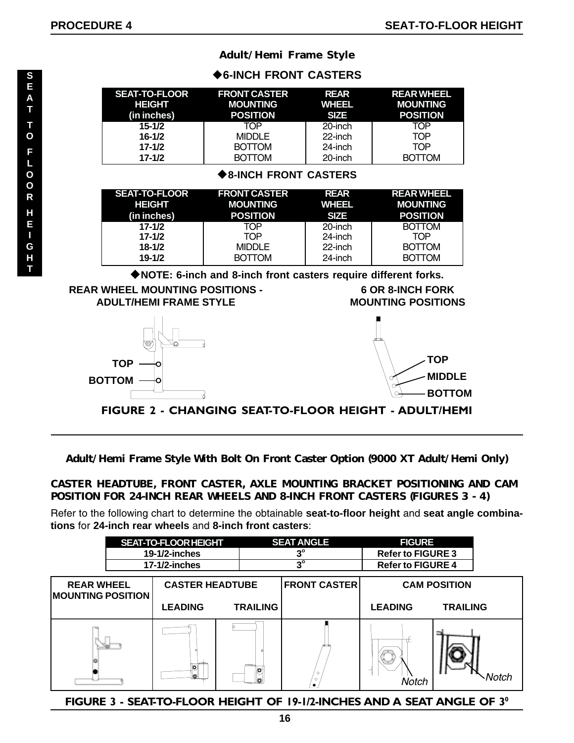## Adult/Hemi Frame Style

### ◆6-INCH FRONT CASTERS

| SEAT-TO-FLOOR HEIGHT (in inches) | FRONT CASTER MOUNTING POSITION | REAR WHEEL SIZE | REAR WHEEL MOUNTING POSITION |
|---|---|---|---|
| 15-1/2 | TOP | 20-inch | TOP |
| 16-1/2 | MIDDLE | 22-inch | TOP |
| 17-1/2 | BOTTOM | 24-inch | TOP |
| 17-1/2 | BOTTOM | 20-inch | BOTTOM |

### ◆8-INCH FRONT CASTERS

| SEAT-TO-FLOOR HEIGHT (in inches) | FRONT CASTER MOUNTING POSITION | REAR WHEEL SIZE | REAR WHEEL MOUNTING POSITION |
|---|---|---|---|
| 17-1/2 | TOP | 20-inch | BOTTOM |
| 17-1/2 | TOP | 24-inch | TOP |
| 18-1/2 | MIDDLE | 22-inch | BOTTOM |
| 19-1/2 | BOTTOM | 24-inch | BOTTOM |

◆**NOTE: 6-inch and 8-inch front casters require different forks.**

**REAR WHEEL MOUNTING POSITIONS - ADULT/HEMI FRAME STYLE**

TOP
BOTTOM

**6 OR 8-INCH FORK MOUNTING POSITIONS**

TOP
MIDDLE
BOTTOM

**FIGURE 2 - CHANGING SEAT-TO-FLOOR HEIGHT - ADULT/HEMI**

## Adult/Hemi Frame Style With Bolt On Front Caster Option (9000 XT Adult/Hemi Only)

### CASTER HEADTUBE, FRONT CASTER, AXLE MOUNTING BRACKET POSITIONING AND CAM POSITION FOR 24-INCH REAR WHEELS AND 8-INCH FRONT CASTERS (FIGURES 3 - 4)

Refer to the following chart to determine the obtainable **seat-to-floor height** and **seat angle combinations** for **24-inch rear wheels** and **8-inch front casters**:

| SEAT-TO-FLOOR HEIGHT | SEAT ANGLE | FIGURE |
|---|---|---|
| 19-1/2-inches | 3° | Refer to FIGURE 3 |
| 17-1/2-inches | 3° | Refer to FIGURE 4 |

| REAR WHEEL MOUNTING POSITION | CASTER HEADTUBE | | FRONT CASTER | CAM POSITION | |
|---|---|---|---|---|---|
| | LEADING | TRAILING | | LEADING | TRAILING |
| | | | | Notch | Notch |

**FIGURE 3 - SEAT-TO-FLOOR HEIGHT OF 19-1/2-INCHES AND A SEAT ANGLE OF 3°**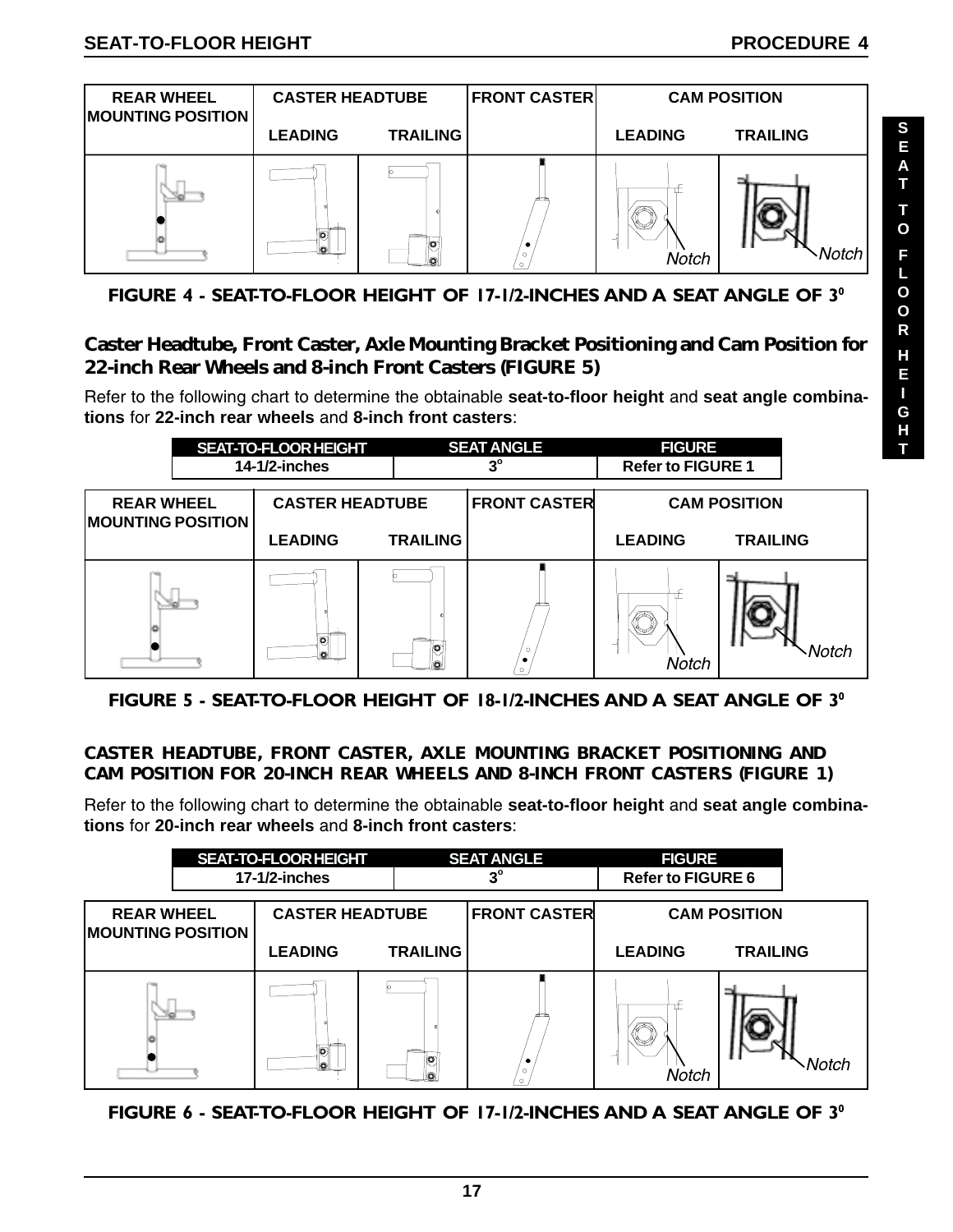| REAR WHEEL MOUNTING POSITION | CASTER HEADTUBE | | FRONT CASTER | CAM POSITION | |
|---|---|---|---|---|---|
| | LEADING | TRAILING | | LEADING | TRAILING |
| | | | | Notch | Notch |

FIGURE 4 - SEAT-TO-FLOOR HEIGHT OF 17-1/2-INCHES AND A SEAT ANGLE OF 3°

## Caster Headtube, Front Caster, Axle Mounting Bracket Positioning and Cam Position for 22-inch Rear Wheels and 8-inch Front Casters (FIGURE 5)

Refer to the following chart to determine the obtainable **seat-to-floor height** and **seat angle combinations** for **22-inch rear wheels** and **8-inch front casters**:

| SEAT-TO-FLOOR HEIGHT | SEAT ANGLE | FIGURE |
|---|---|---|
| 14-1/2-inches | 3° | Refer to FIGURE 1 |

| REAR WHEEL MOUNTING POSITION | CASTER HEADTUBE | | FRONT CASTER | CAM POSITION | |
|---|---|---|---|---|---|
| | LEADING | TRAILING | | LEADING | TRAILING |
| | | | | Notch | Notch |

FIGURE 5 - SEAT-TO-FLOOR HEIGHT OF 18-1/2-INCHES AND A SEAT ANGLE OF 3°

## CASTER HEADTUBE, FRONT CASTER, AXLE MOUNTING BRACKET POSITIONING AND CAM POSITION FOR 20-INCH REAR WHEELS AND 8-INCH FRONT CASTERS (FIGURE 1)

Refer to the following chart to determine the obtainable **seat-to-floor height** and **seat angle combinations** for **20-inch rear wheels** and **8-inch front casters**:

| SEAT-TO-FLOOR HEIGHT | SEAT ANGLE | FIGURE |
|---|---|---|
| 17-1/2-inches | 3° | Refer to FIGURE 6 |

| REAR WHEEL MOUNTING POSITION | CASTER HEADTUBE | | FRONT CASTER | CAM POSITION | |
|---|---|---|---|---|---|
| | LEADING | TRAILING | | LEADING | TRAILING |
| | | | | Notch | Notch |

FIGURE 6 - SEAT-TO-FLOOR HEIGHT OF 17-1/2-INCHES AND A SEAT ANGLE OF 3°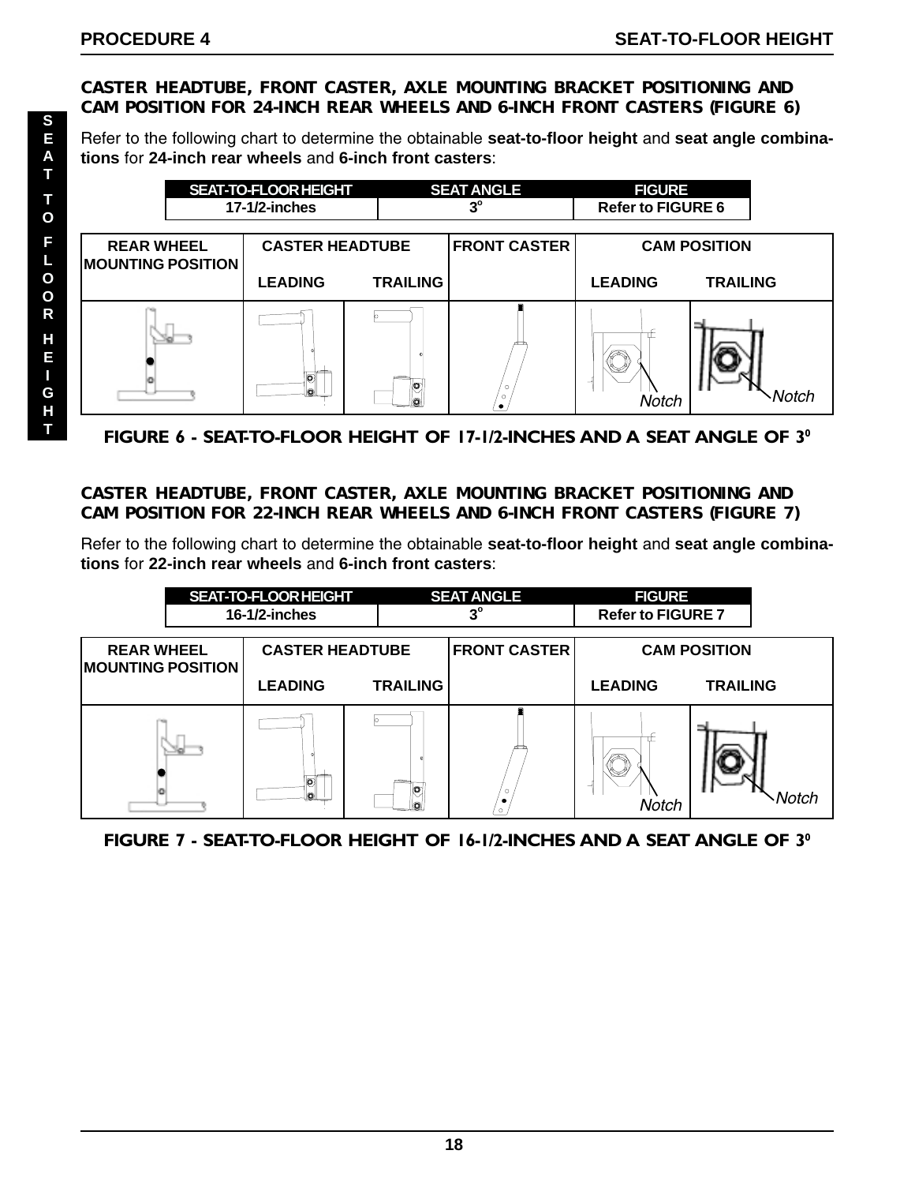## CASTER HEADTUBE, FRONT CASTER, AXLE MOUNTING BRACKET POSITIONING AND CAM POSITION FOR 24-INCH REAR WHEELS AND 6-INCH FRONT CASTERS (FIGURE 6)

Refer to the following chart to determine the obtainable **seat-to-floor height** and **seat angle combinations** for **24-inch rear wheels** and **6-inch front casters**:

| SEAT-TO-FLOOR HEIGHT | SEAT ANGLE | FIGURE |
|---|---|---|
| 17-1/2-inches | 3° | Refer to FIGURE 6 |

| REAR WHEEL MOUNTING POSITION | CASTER HEADTUBE | | FRONT CASTER | CAM POSITION | |
|---|---|---|---|---|---|
| | LEADING | TRAILING | | LEADING | TRAILING |
| | | | | Notch | Notch |

**FIGURE 6 - SEAT-TO-FLOOR HEIGHT OF 17-1/2-INCHES AND A SEAT ANGLE OF 3°**

## CASTER HEADTUBE, FRONT CASTER, AXLE MOUNTING BRACKET POSITIONING AND CAM POSITION FOR 22-INCH REAR WHEELS AND 6-INCH FRONT CASTERS (FIGURE 7)

Refer to the following chart to determine the obtainable **seat-to-floor height** and **seat angle combinations** for **22-inch rear wheels** and **6-inch front casters**:

| SEAT-TO-FLOOR HEIGHT | SEAT ANGLE | FIGURE |
|---|---|---|
| 16-1/2-inches | 3° | Refer to FIGURE 7 |

| REAR WHEEL MOUNTING POSITION | CASTER HEADTUBE | | FRONT CASTER | CAM POSITION | |
|---|---|---|---|---|---|
| | LEADING | TRAILING | | LEADING | TRAILING |
| | | | | Notch | Notch |

**FIGURE 7 - SEAT-TO-FLOOR HEIGHT OF 16-1/2-INCHES AND A SEAT ANGLE OF 3°**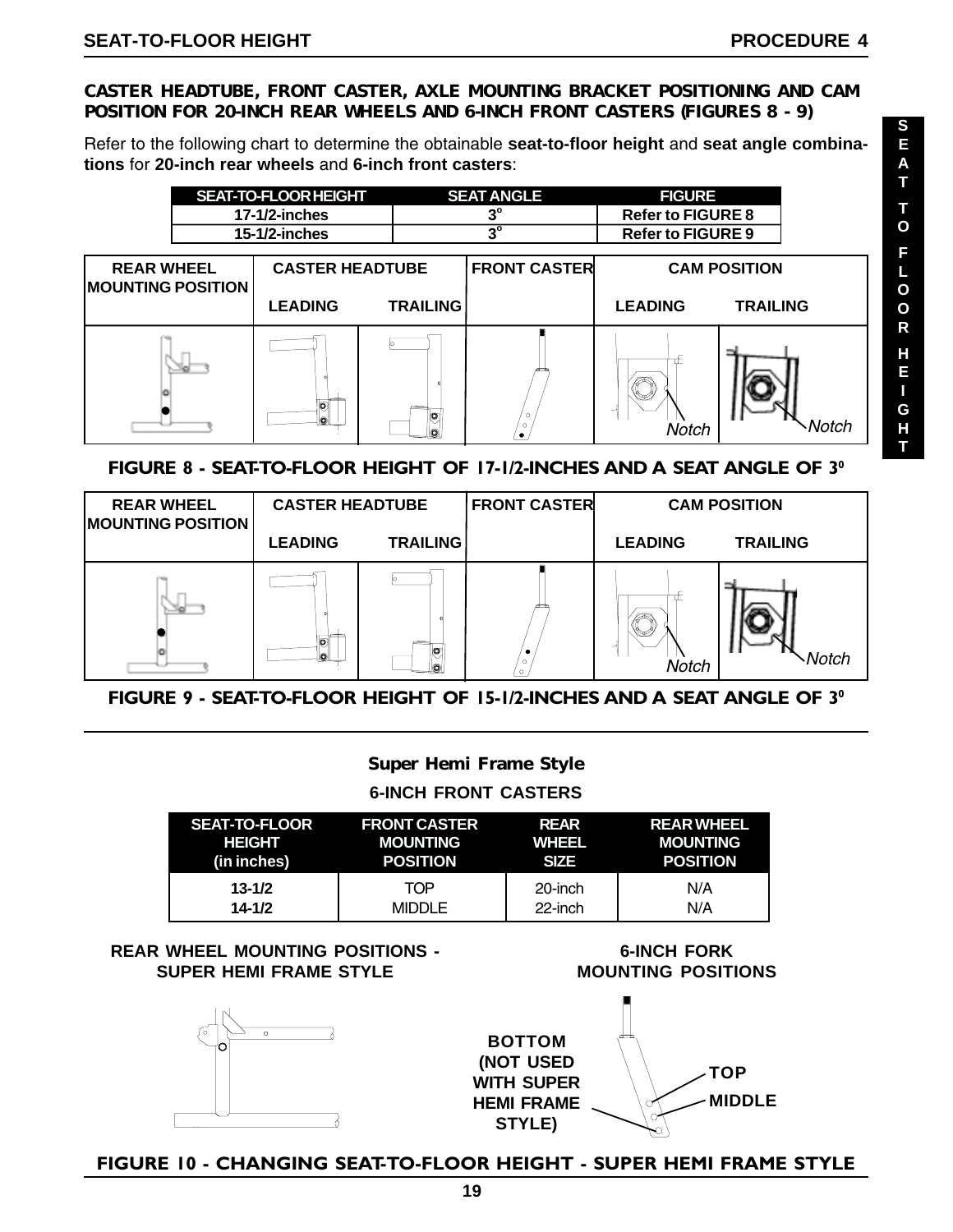## CASTER HEADTUBE, FRONT CASTER, AXLE MOUNTING BRACKET POSITIONING AND CAM POSITION FOR 20-INCH REAR WHEELS AND 6-INCH FRONT CASTERS (FIGURES 8 - 9)

Refer to the following chart to determine the obtainable **seat-to-floor height** and **seat angle combinations** for **20-inch rear wheels** and **6-inch front casters**:

| SEAT-TO-FLOOR HEIGHT | SEAT ANGLE | FIGURE |
|---|---|---|
| 17-1/2-inches | 3° | Refer to FIGURE 8 |
| 15-1/2-inches | 3° | Refer to FIGURE 9 |

| REAR WHEEL MOUNTING POSITION | CASTER HEADTUBE | | FRONT CASTER | CAM POSITION | |
|---|---|---|---|---|---|
| | LEADING | TRAILING | | LEADING | TRAILING |
| | | | | Notch | Notch |

**FIGURE 8 - SEAT-TO-FLOOR HEIGHT OF 17-1/2-INCHES AND A SEAT ANGLE OF 3°**

| REAR WHEEL MOUNTING POSITION | CASTER HEADTUBE | | FRONT CASTER | CAM POSITION | |
|---|---|---|---|---|---|
| | LEADING | TRAILING | | LEADING | TRAILING |
| | | | | Notch | Notch |

**FIGURE 9 - SEAT-TO-FLOOR HEIGHT OF 15-1/2-INCHES AND A SEAT ANGLE OF 3°**

---

### Super Hemi Frame Style

**6-INCH FRONT CASTERS**

| SEAT-TO-FLOOR HEIGHT (in inches) | FRONT CASTER MOUNTING POSITION | REAR WHEEL SIZE | REAR WHEEL MOUNTING POSITION |
|---|---|---|---|
| **13-1/2** | TOP | 20-inch | N/A |
| **14-1/2** | MIDDLE | 22-inch | N/A |

**REAR WHEEL MOUNTING POSITIONS - SUPER HEMI FRAME STYLE**

**6-INCH FORK MOUNTING POSITIONS**

**BOTTOM (NOT USED WITH SUPER HEMI FRAME STYLE)**

**TOP**

**MIDDLE**

**FIGURE 10 - CHANGING SEAT-TO-FLOOR HEIGHT - SUPER HEMI FRAME STYLE**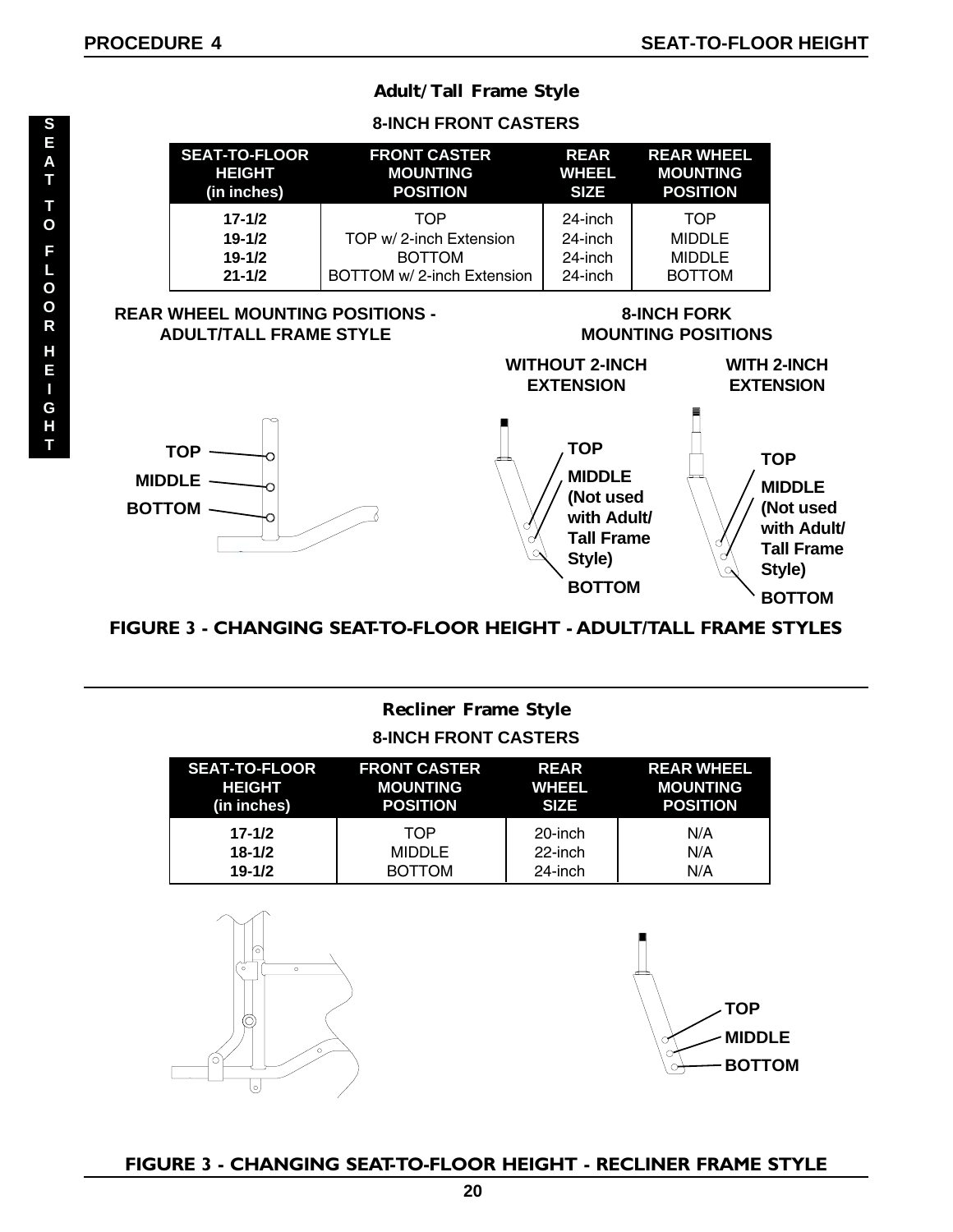## Adult/Tall Frame Style

### 8-INCH FRONT CASTERS

| SEAT-TO-FLOOR HEIGHT (in inches) | FRONT CASTER MOUNTING POSITION | REAR WHEEL SIZE | REAR WHEEL MOUNTING POSITION |
|---|---|---|---|
| 17-1/2 | TOP | 24-inch | TOP |
| 19-1/2 | TOP w/ 2-inch Extension | 24-inch | MIDDLE |
| 19-1/2 | BOTTOM | 24-inch | MIDDLE |
| 21-1/2 | BOTTOM w/ 2-inch Extension | 24-inch | BOTTOM |

**REAR WHEEL MOUNTING POSITIONS - ADULT/TALL FRAME STYLE**

TOP
MIDDLE
BOTTOM

**8-INCH FORK MOUNTING POSITIONS**

**WITHOUT 2-INCH EXTENSION**

TOP
MIDDLE (Not used with Adult/ Tall Frame Style)
BOTTOM

**WITH 2-INCH EXTENSION**

TOP
MIDDLE (Not used with Adult/ Tall Frame Style)
BOTTOM

**FIGURE 3 - CHANGING SEAT-TO-FLOOR HEIGHT - ADULT/TALL FRAME STYLES**

---

## Recliner Frame Style

### 8-INCH FRONT CASTERS

| SEAT-TO-FLOOR HEIGHT (in inches) | FRONT CASTER MOUNTING POSITION | REAR WHEEL SIZE | REAR WHEEL MOUNTING POSITION |
|---|---|---|---|
| 17-1/2 | TOP | 20-inch | N/A |
| 18-1/2 | MIDDLE | 22-inch | N/A |
| 19-1/2 | BOTTOM | 24-inch | N/A |

TOP
MIDDLE
BOTTOM

**FIGURE 3 - CHANGING SEAT-TO-FLOOR HEIGHT - RECLINER FRAME STYLE**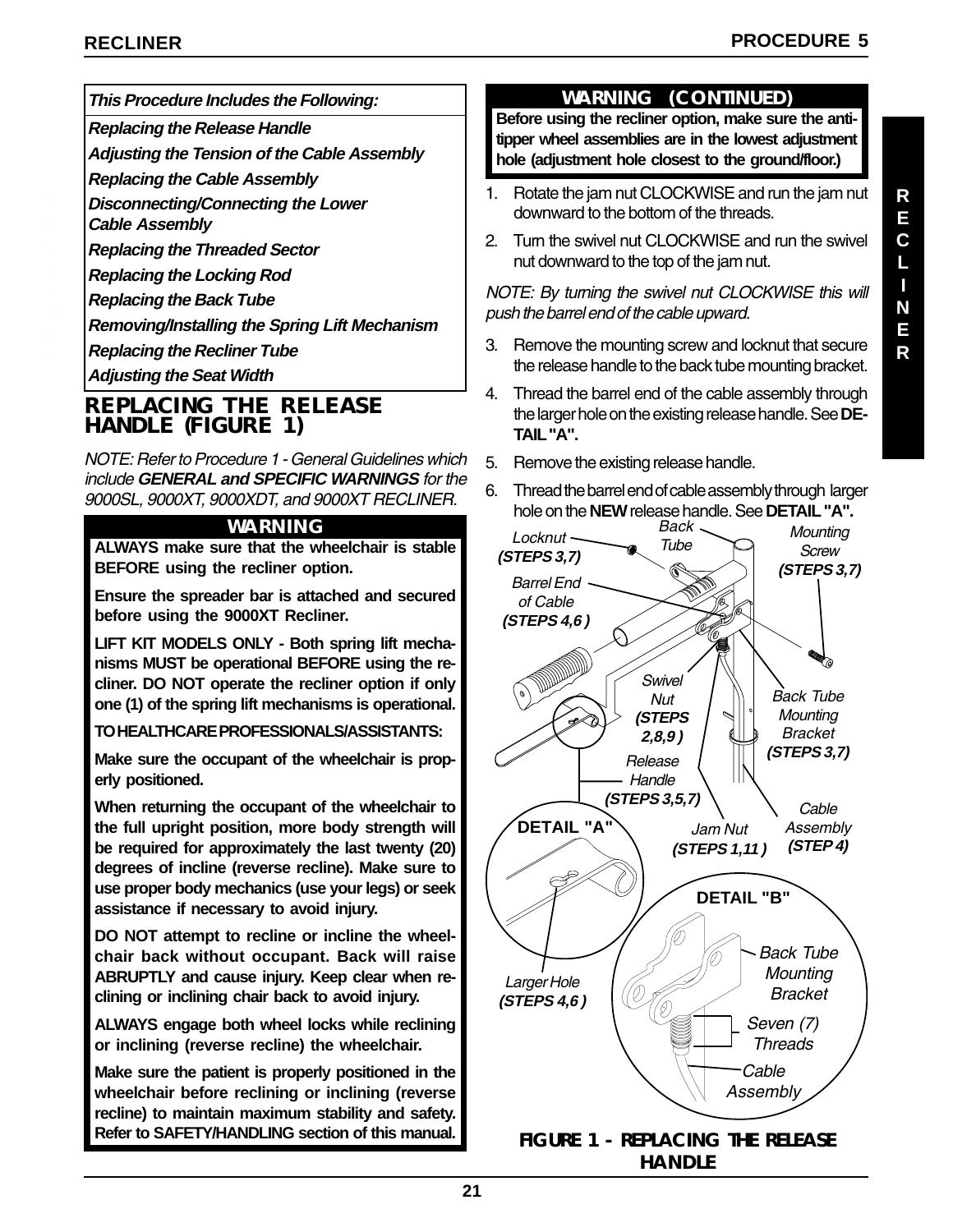**_This Procedure Includes the Following:_**

- ***Replacing the Release Handle***
- ***Adjusting the Tension of the Cable Assembly***
- ***Replacing the Cable Assembly***
- ***Disconnecting/Connecting the Lower Cable Assembly***
- ***Replacing the Threaded Sector***
- ***Replacing the Locking Rod***
- ***Replacing the Back Tube***
- ***Removing/Installing the Spring Lift Mechanism***
- ***Replacing the Recliner Tube***
- ***Adjusting the Seat Width***

## REPLACING THE RELEASE HANDLE (FIGURE 1)

*NOTE: Refer to Procedure 1 - General Guidelines which include* ***GENERAL and SPECIFIC WARNINGS*** *for the 9000SL, 9000XT, 9000XDT, and 9000XT RECLINER.*

**WARNING**

**ALWAYS make sure that the wheelchair is stable BEFORE using the recliner option.**

**Ensure the spreader bar is attached and secured before using the 9000XT Recliner.**

**LIFT KIT MODELS ONLY - Both spring lift mechanisms MUST be operational BEFORE using the recliner. DO NOT operate the recliner option if only one (1) of the spring lift mechanisms is operational.**

**TO HEALTHCARE PROFESSIONALS/ASSISTANTS:**

**Make sure the occupant of the wheelchair is properly positioned.**

**When returning the occupant of the wheelchair to the full upright position, more body strength will be required for approximately the last twenty (20) degrees of incline (reverse recline). Make sure to use proper body mechanics (use your legs) or seek assistance if necessary to avoid injury.**

**DO NOT attempt to recline or incline the wheelchair back without occupant. Back will raise ABRUPTLY and cause injury. Keep clear when reclining or inclining chair back to avoid injury.**

**ALWAYS engage both wheel locks while reclining or inclining (reverse recline) the wheelchair.**

**Make sure the patient is properly positioned in the wheelchair before reclining or inclining (reverse recline) to maintain maximum stability and safety. Refer to SAFETY/HANDLING section of this manual.**

**WARNING (CONTINUED)**

**Before using the recliner option, make sure the anti-tipper wheel assemblies are in the lowest adjustment hole (adjustment hole closest to the ground/floor.)**

1. Rotate the jam nut CLOCKWISE and run the jam nut downward to the bottom of the threads.
2. Turn the swivel nut CLOCKWISE and run the swivel nut downward to the top of the jam nut.

*NOTE: By turning the swivel nut CLOCKWISE this will push the barrel end of the cable upward.*

3. Remove the mounting screw and locknut that secure the release handle to the back tube mounting bracket.
4. Thread the barrel end of the cable assembly through the larger hole on the existing release handle. See **DETAIL "A".**
5. Remove the existing release handle.
6. Thread the barrel end of cable assembly through larger hole on the **NEW** release handle. See **DETAIL "A".**

Locknut (STEPS 3,7) | Back Tube | Mounting Screw (STEPS 3,7) | Barrel End of Cable (STEPS 4,6) | Swivel Nut (STEPS 2,8,9) | Back Tube Mounting Bracket (STEPS 3,7) | Release Handle (STEPS 3,5,7) | Cable Assembly (STEP 4) | Jam Nut (STEPS 1,11) | DETAIL "A" | Larger Hole (STEPS 4,6) | DETAIL "B" | Back Tube Mounting Bracket | Seven (7) Threads | Cable Assembly

**FIGURE 1 - REPLACING THE RELEASE HANDLE**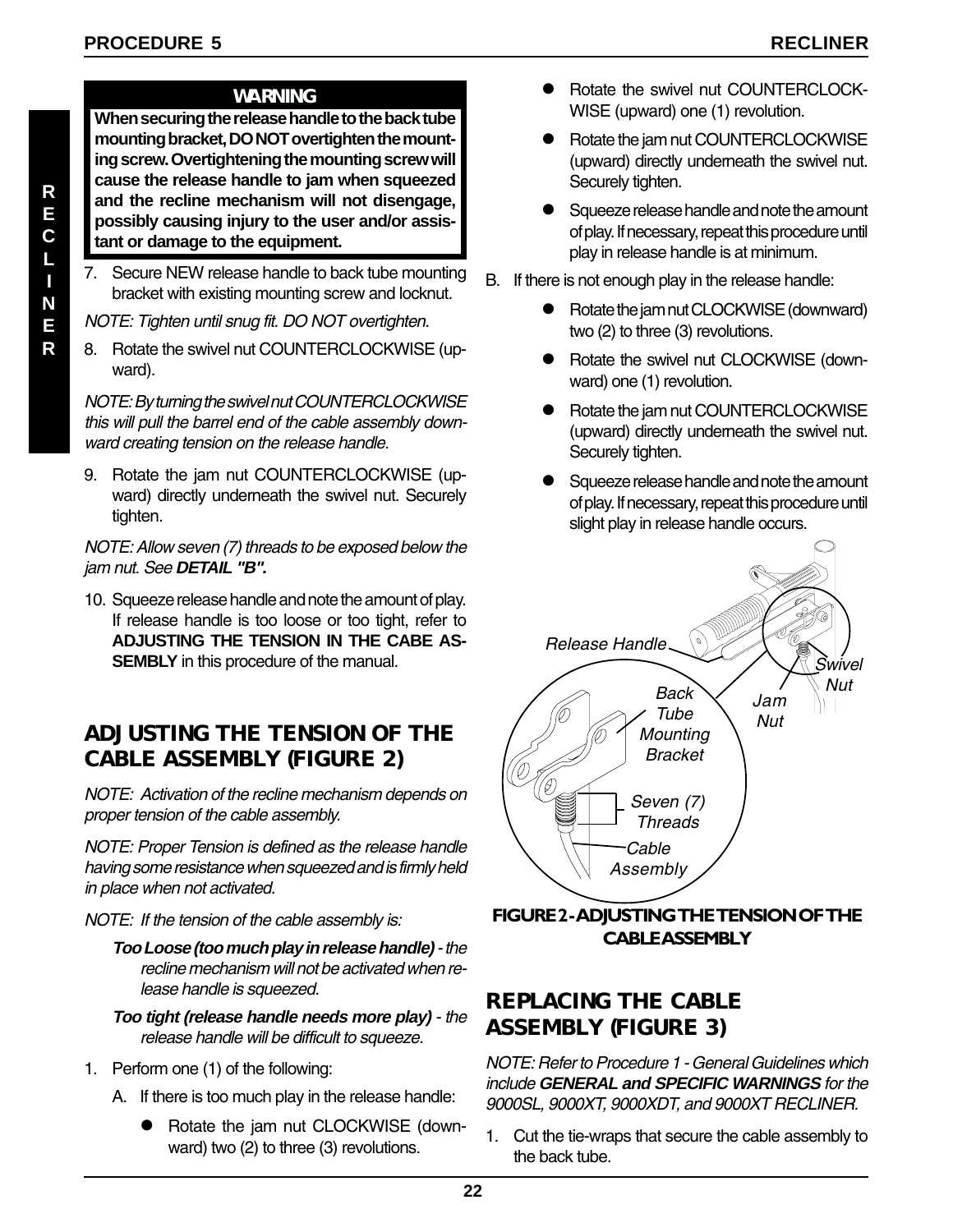**WARNING**

**When securing the release handle to the back tube mounting bracket, DO NOT overtighten the mounting screw. Overtightening the mounting screw will cause the release handle to jam when squeezed and the recline mechanism will not disengage, possibly causing injury to the user and/or assistant or damage to the equipment.**

7. Secure NEW release handle to back tube mounting bracket with existing mounting screw and locknut.

*NOTE: Tighten until snug fit. DO NOT overtighten.*

8. Rotate the swivel nut COUNTERCLOCKWISE (upward).

*NOTE: By turning the swivel nut COUNTERCLOCKWISE this will pull the barrel end of the cable assembly downward creating tension on the release handle.*

9. Rotate the jam nut COUNTERCLOCKWISE (upward) directly underneath the swivel nut. Securely tighten.

*NOTE: Allow seven (7) threads to be exposed below the jam nut. See **DETAIL "B".***

10. Squeeze release handle and note the amount of play. If release handle is too loose or too tight, refer to **ADJUSTING THE TENSION IN THE CABE ASSEMBLY** in this procedure of the manual.

## ADJUSTING THE TENSION OF THE CABLE ASSEMBLY (FIGURE 2)

*NOTE: Activation of the recline mechanism depends on proper tension of the cable assembly.*

*NOTE: Proper Tension is defined as the release handle having some resistance when squeezed and is firmly held in place when not activated.*

*NOTE: If the tension of the cable assembly is:*

- ***Too Loose (too much play in release handle)** - the recline mechanism will not be activated when release handle is squeezed.*
- ***Too tight (release handle needs more play)** - the release handle will be difficult to squeeze.*

1. Perform one (1) of the following:
   - A. If there is too much play in the release handle:
     - Rotate the jam nut CLOCKWISE (downward) two (2) to three (3) revolutions.
     - Rotate the swivel nut COUNTERCLOCKWISE (upward) one (1) revolution.
     - Rotate the jam nut COUNTERCLOCKWISE (upward) directly underneath the swivel nut. Securely tighten.
     - Squeeze release handle and note the amount of play. If necessary, repeat this procedure until play in release handle is at minimum.
   - B. If there is not enough play in the release handle:
     - Rotate the jam nut CLOCKWISE (downward) two (2) to three (3) revolutions.
     - Rotate the swivel nut CLOCKWISE (downward) one (1) revolution.
     - Rotate the jam nut COUNTERCLOCKWISE (upward) directly underneath the swivel nut. Securely tighten.
     - Squeeze release handle and note the amount of play. If necessary, repeat this procedure until slight play in release handle occurs.

Release Handle, Swivel Nut, Jam Nut, Back Tube Mounting Bracket, Seven (7) Threads, Cable Assembly

**FIGURE 2 - ADJUSTING THE TENSION OF THE CABLE ASSEMBLY**

## REPLACING THE CABLE ASSEMBLY (FIGURE 3)

*NOTE: Refer to Procedure 1 - General Guidelines which include **GENERAL and SPECIFIC WARNINGS** for the 9000SL, 9000XT, 9000XDT, and 9000XT RECLINER.*

1. Cut the tie-wraps that secure the cable assembly to the back tube.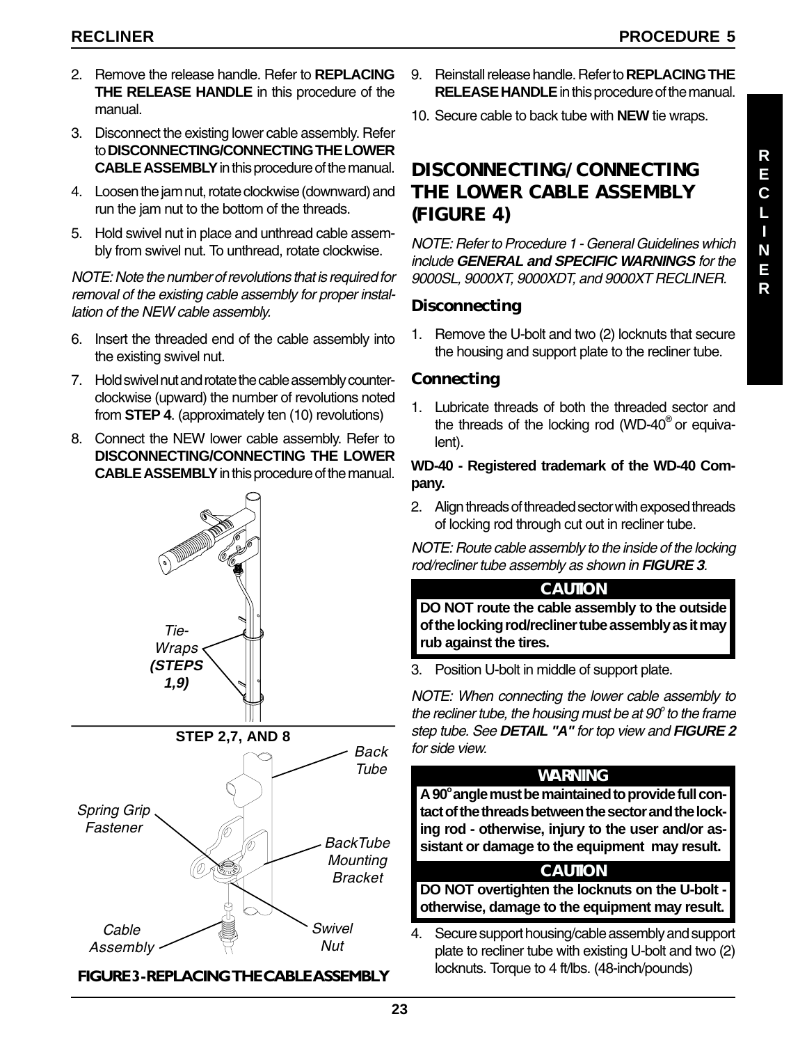2. Remove the release handle. Refer to **REPLACING THE RELEASE HANDLE** in this procedure of the manual.
3. Disconnect the existing lower cable assembly. Refer to **DISCONNECTING/CONNECTING THE LOWER CABLE ASSEMBLY** in this procedure of the manual.
4. Loosen the jam nut, rotate clockwise (downward) and run the jam nut to the bottom of the threads.
5. Hold swivel nut in place and unthread cable assembly from swivel nut. To unthread, rotate clockwise.

*NOTE: Note the number of revolutions that is required for removal of the existing cable assembly for proper installation of the NEW cable assembly.*

6. Insert the threaded end of the cable assembly into the existing swivel nut.
7. Hold swivel nut and rotate the cable assembly counter-clockwise (upward) the number of revolutions noted from **STEP 4**. (approximately ten (10) revolutions)
8. Connect the NEW lower cable assembly. Refer to **DISCONNECTING/CONNECTING THE LOWER CABLE ASSEMBLY** in this procedure of the manual.

Tie-Wraps **(STEPS 1,9)**

**STEP 2,7, AND 8**

Back Tube

Spring Grip Fastener

BackTube Mounting Bracket

Cable Assembly

Swivel Nut

**FIGURE 3 - REPLACING THE CABLE ASSEMBLY**

9. Reinstall release handle. Refer to **REPLACING THE RELEASE HANDLE** in this procedure of the manual.
10. Secure cable to back tube with **NEW** tie wraps.

## DISCONNECTING/CONNECTING THE LOWER CABLE ASSEMBLY (FIGURE 4)

*NOTE: Refer to Procedure 1 - General Guidelines which include **GENERAL and SPECIFIC WARNINGS** for the 9000SL, 9000XT, 9000XDT, and 9000XT RECLINER.*

### Disconnecting

1. Remove the U-bolt and two (2) locknuts that secure the housing and support plate to the recliner tube.

### Connecting

1. Lubricate threads of both the threaded sector and the threads of the locking rod (WD-40® or equivalent).

**WD-40 - Registered trademark of the WD-40 Company.**

2. Align threads of threaded sector with exposed threads of locking rod through cut out in recliner tube.

*NOTE: Route cable assembly to the inside of the locking rod/recliner tube assembly as shown in **FIGURE 3**.*

**CAUTION**

**DO NOT route the cable assembly to the outside of the locking rod/recliner tube assembly as it may rub against the tires.**

3. Position U-bolt in middle of support plate.

*NOTE: When connecting the lower cable assembly to the recliner tube, the housing must be at 90° to the frame step tube. See **DETAIL "A"** for top view and **FIGURE 2** for side view.*

**WARNING**

**A 90° angle must be maintained to provide full contact of the threads between the sector and the locking rod - otherwise, injury to the user and/or assistant or damage to the equipment may result.**

**CAUTION**

**DO NOT overtighten the locknuts on the U-bolt - otherwise, damage to the equipment may result.**

4. Secure support housing/cable assembly and support plate to recliner tube with existing U-bolt and two (2) locknuts. Torque to 4 ft/lbs. (48-inch/pounds)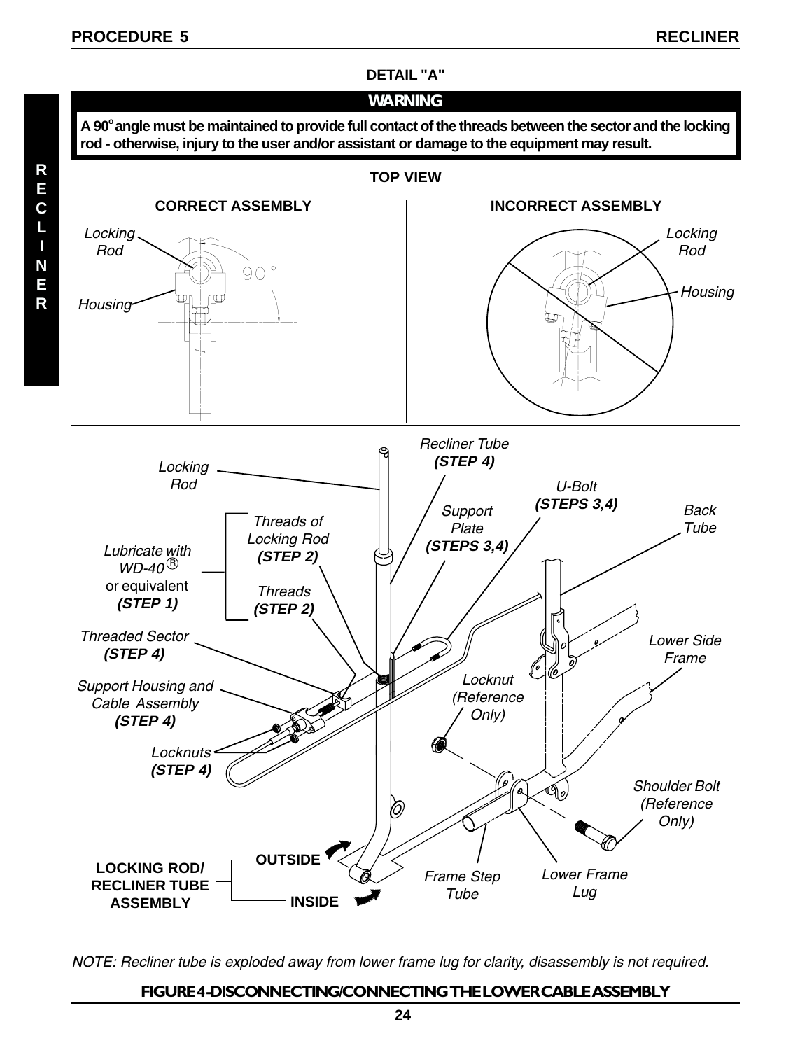### DETAIL "A"

**WARNING**

**A 90° angle must be maintained to provide full contact of the threads between the sector and the locking rod - otherwise, injury to the user and/or assistant or damage to the equipment may result.**

**TOP VIEW**

**CORRECT ASSEMBLY**

Locking Rod

Housing

90°

**INCORRECT ASSEMBLY**

Locking Rod

Housing

Recliner Tube **(STEP 4)**

Locking Rod

U-Bolt **(STEPS 3,4)**

Back Tube

Support Plate **(STEPS 3,4)**

Threads of Locking Rod **(STEP 2)**

Lubricate with WD-40® or equivalent **(STEP 1)**

Threads **(STEP 2)**

Threaded Sector **(STEP 4)**

Lower Side Frame

Locknut (Reference Only)

Support Housing and Cable Assembly **(STEP 4)**

Locknuts **(STEP 4)**

Shoulder Bolt (Reference Only)

**LOCKING ROD/ RECLINER TUBE ASSEMBLY**

**OUTSIDE**

**INSIDE**

Frame Step Tube

Lower Frame Lug

*NOTE: Recliner tube is exploded away from lower frame lug for clarity, disassembly is not required.*

**FIGURE 4-DISCONNECTING/CONNECTING THE LOWER CABLE ASSEMBLY**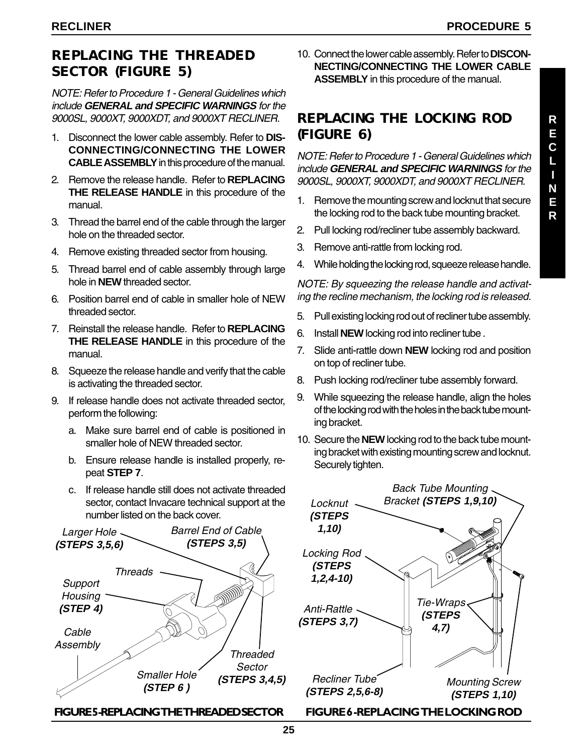## REPLACING THE THREADED SECTOR (FIGURE 5)

*NOTE: Refer to Procedure 1 - General Guidelines which include **GENERAL and SPECIFIC WARNINGS** for the 9000SL, 9000XT, 9000XDT, and 9000XT RECLINER.*

1. Disconnect the lower cable assembly. Refer to **DISCONNECTING/CONNECTING THE LOWER CABLE ASSEMBLY** in this procedure of the manual.
2. Remove the release handle. Refer to **REPLACING THE RELEASE HANDLE** in this procedure of the manual.
3. Thread the barrel end of the cable through the larger hole on the threaded sector.
4. Remove existing threaded sector from housing.
5. Thread barrel end of cable assembly through large hole in **NEW** threaded sector.
6. Position barrel end of cable in smaller hole of NEW threaded sector.
7. Reinstall the release handle. Refer to **REPLACING THE RELEASE HANDLE** in this procedure of the manual.
8. Squeeze the release handle and verify that the cable is activating the threaded sector.
9. If release handle does not activate threaded sector, perform the following:
   a. Make sure barrel end of cable is positioned in smaller hole of NEW threaded sector.
   b. Ensure release handle is installed properly, repeat **STEP 7**.
   c. If release handle still does not activate threaded sector, contact Invacare technical support at the number listed on the back cover.
10. Connect the lower cable assembly. Refer to **DISCONNECTING/CONNECTING THE LOWER CABLE ASSEMBLY** in this procedure of the manual.

Larger Hole (STEPS 3,5,6); Barrel End of Cable (STEPS 3,5); Threads; Support Housing (STEP 4); Cable Assembly; Smaller Hole (STEP 6); Threaded Sector (STEPS 3,4,5)

**FIGURE 5 - REPLACING THE THREADED SECTOR**

## REPLACING THE LOCKING ROD (FIGURE 6)

*NOTE: Refer to Procedure 1 - General Guidelines which include **GENERAL and SPECIFIC WARNINGS** for the 9000SL, 9000XT, 9000XDT, and 9000XT RECLINER.*

1. Remove the mounting screw and locknut that secure the locking rod to the back tube mounting bracket.
2. Pull locking rod/recliner tube assembly backward.
3. Remove anti-rattle from locking rod.
4. While holding the locking rod, squeeze release handle.

*NOTE: By squeezing the release handle and activating the recline mechanism, the locking rod is released.*

5. Pull existing locking rod out of recliner tube assembly.
6. Install **NEW** locking rod into recliner tube .
7. Slide anti-rattle down **NEW** locking rod and position on top of recliner tube.
8. Push locking rod/recliner tube assembly forward.
9. While squeezing the release handle, align the holes of the locking rod with the holes in the back tube mounting bracket.
10. Secure the **NEW** locking rod to the back tube mounting bracket with existing mounting screw and locknut. Securely tighten.

Back Tube Mounting Bracket (STEPS 1,9,10); Locknut (STEPS 1,10); Locking Rod (STEPS 1,2,4-10); Anti-Rattle (STEPS 3,7); Tie-Wraps (STEPS 4,7); Recliner Tube (STEPS 2,5,6-8); Mounting Screw (STEPS 1,10)

**FIGURE 6 - REPLACING THE LOCKING ROD**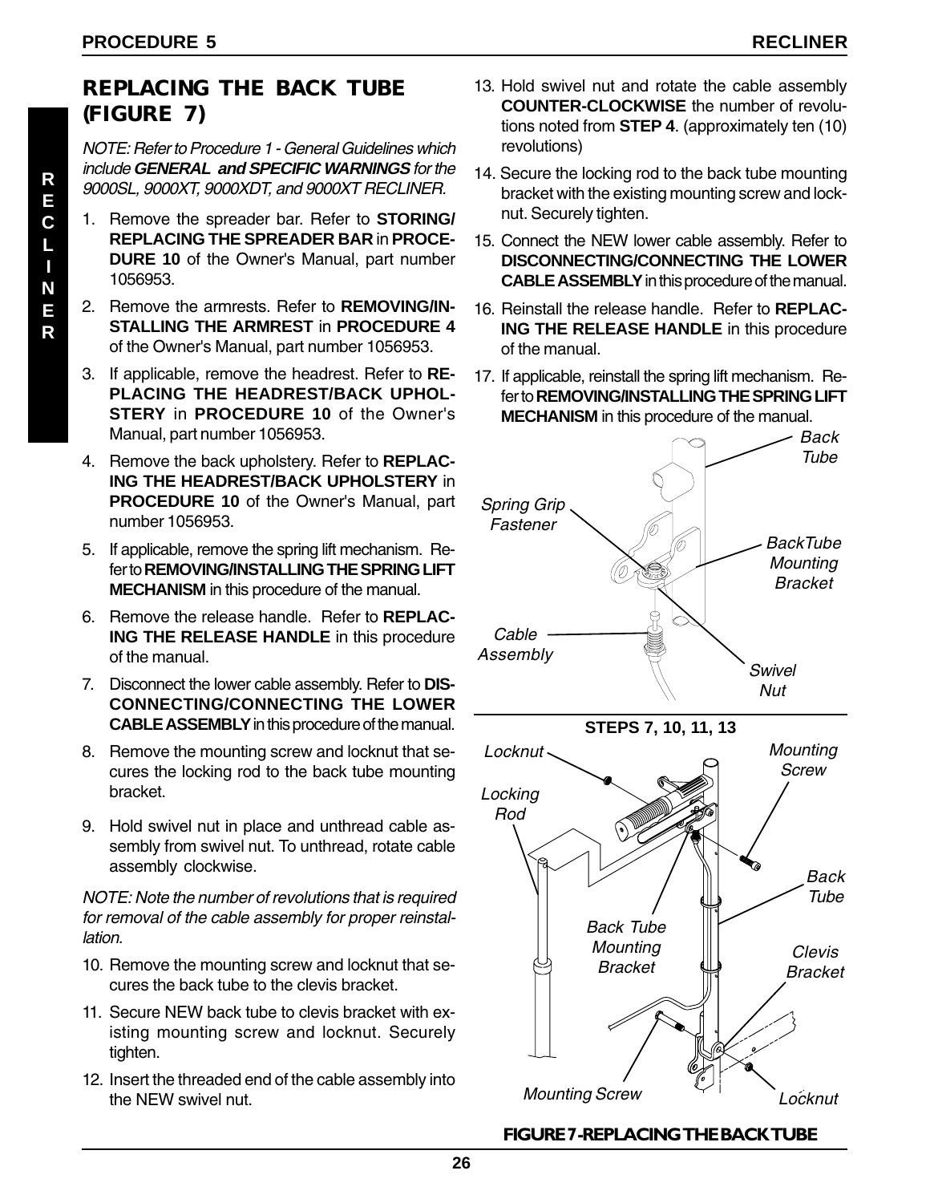## REPLACING THE BACK TUBE (FIGURE 7)

*NOTE: Refer to Procedure 1 - General Guidelines which include **GENERAL and SPECIFIC WARNINGS** for the 9000SL, 9000XT, 9000XDT, and 9000XT RECLINER.*

1. Remove the spreader bar. Refer to **STORING/REPLACING THE SPREADER BAR** in **PROCEDURE 10** of the Owner's Manual, part number 1056953.
2. Remove the armrests. Refer to **REMOVING/INSTALLING THE ARMREST** in **PROCEDURE 4** of the Owner's Manual, part number 1056953.
3. If applicable, remove the headrest. Refer to **REPLACING THE HEADREST/BACK UPHOLSTERY** in **PROCEDURE 10** of the Owner's Manual, part number 1056953.
4. Remove the back upholstery. Refer to **REPLACING THE HEADREST/BACK UPHOLSTERY** in **PROCEDURE 10** of the Owner's Manual, part number 1056953.
5. If applicable, remove the spring lift mechanism. Refer to **REMOVING/INSTALLING THE SPRING LIFT MECHANISM** in this procedure of the manual.
6. Remove the release handle. Refer to **REPLACING THE RELEASE HANDLE** in this procedure of the manual.
7. Disconnect the lower cable assembly. Refer to **DISCONNECTING/CONNECTING THE LOWER CABLE ASSEMBLY** in this procedure of the manual.
8. Remove the mounting screw and locknut that secures the locking rod to the back tube mounting bracket.
9. Hold swivel nut in place and unthread cable assembly from swivel nut. To unthread, rotate cable assembly clockwise.

*NOTE: Note the number of revolutions that is required for removal of the cable assembly for proper reinstallation.*

10. Remove the mounting screw and locknut that secures the back tube to the clevis bracket.
11. Secure NEW back tube to clevis bracket with existing mounting screw and locknut. Securely tighten.
12. Insert the threaded end of the cable assembly into the NEW swivel nut.
13. Hold swivel nut and rotate the cable assembly **COUNTER-CLOCKWISE** the number of revolutions noted from **STEP 4**. (approximately ten (10) revolutions)
14. Secure the locking rod to the back tube mounting bracket with the existing mounting screw and locknut. Securely tighten.
15. Connect the NEW lower cable assembly. Refer to **DISCONNECTING/CONNECTING THE LOWER CABLE ASSEMBLY** in this procedure of the manual.
16. Reinstall the release handle. Refer to **REPLACING THE RELEASE HANDLE** in this procedure of the manual.
17. If applicable, reinstall the spring lift mechanism. Refer to **REMOVING/INSTALLING THE SPRING LIFT MECHANISM** in this procedure of the manual.

Back Tube
Spring Grip Fastener
BackTube Mounting Bracket
Cable Assembly
Swivel Nut

**STEPS 7, 10, 11, 13**

Locknut
Mounting Screw
Locking Rod
Back Tube
Back Tube Mounting Bracket
Clevis Bracket
Mounting Screw
Locknut

**FIGURE 7 - REPLACING THE BACK TUBE**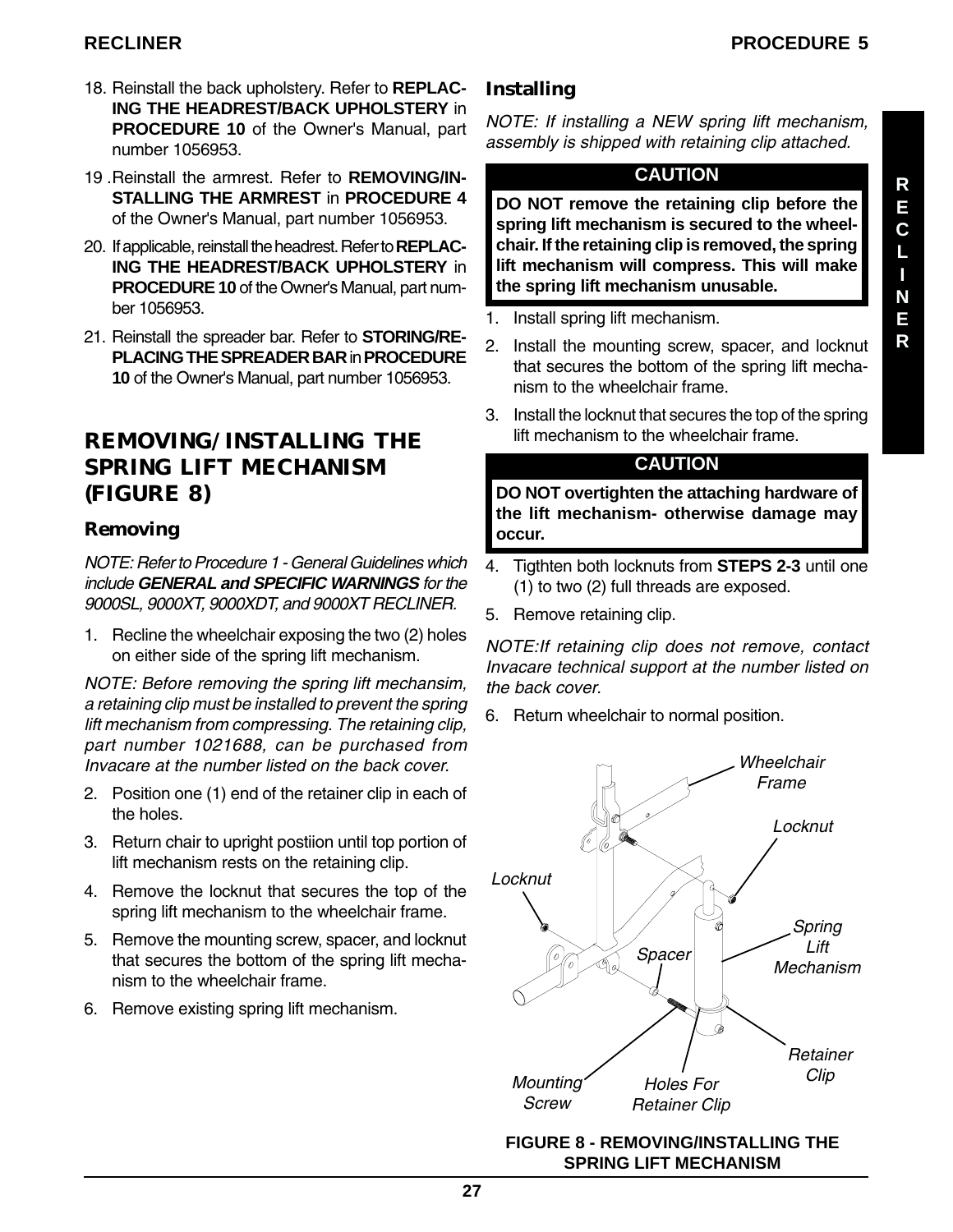18. Reinstall the back upholstery. Refer to **REPLACING THE HEADREST/BACK UPHOLSTERY** in **PROCEDURE 10** of the Owner's Manual, part number 1056953.

19. Reinstall the armrest. Refer to **REMOVING/INSTALLING THE ARMREST** in **PROCEDURE 4** of the Owner's Manual, part number 1056953.

20. If applicable, reinstall the headrest. Refer to **REPLACING THE HEADREST/BACK UPHOLSTERY** in **PROCEDURE 10** of the Owner's Manual, part number 1056953.

21. Reinstall the spreader bar. Refer to **STORING/REPLACING THE SPREADER BAR** in **PROCEDURE 10** of the Owner's Manual, part number 1056953.

## REMOVING/INSTALLING THE SPRING LIFT MECHANISM (FIGURE 8)

### Removing

*NOTE: Refer to Procedure 1 - General Guidelines which include* ***GENERAL and SPECIFIC WARNINGS*** *for the 9000SL, 9000XT, 9000XDT, and 9000XT RECLINER.*

1. Recline the wheelchair exposing the two (2) holes on either side of the spring lift mechanism.

*NOTE: Before removing the spring lift mechansim, a retaining clip must be installed to prevent the spring lift mechanism from compressing. The retaining clip, part number 1021688, can be purchased from Invacare at the number listed on the back cover.*

2. Position one (1) end of the retainer clip in each of the holes.
3. Return chair to upright postiion until top portion of lift mechanism rests on the retaining clip.
4. Remove the locknut that secures the top of the spring lift mechanism to the wheelchair frame.
5. Remove the mounting screw, spacer, and locknut that secures the bottom of the spring lift mechanism to the wheelchair frame.
6. Remove existing spring lift mechanism.

### Installing

*NOTE: If installing a NEW spring lift mechanism, assembly is shipped with retaining clip attached.*

**CAUTION**

**DO NOT remove the retaining clip before the spring lift mechanism is secured to the wheelchair. If the retaining clip is removed, the spring lift mechanism will compress. This will make the spring lift mechanism unusable.**

1. Install spring lift mechanism.
2. Install the mounting screw, spacer, and locknut that secures the bottom of the spring lift mechanism to the wheelchair frame.
3. Install the locknut that secures the top of the spring lift mechanism to the wheelchair frame.

**CAUTION**

**DO NOT overtighten the attaching hardware of the lift mechanism- otherwise damage may occur.**

4. Tigthten both locknuts from **STEPS 2-3** until one (1) to two (2) full threads are exposed.
5. Remove retaining clip.

*NOTE:If retaining clip does not remove, contact Invacare technical support at the number listed on the back cover.*

6. Return wheelchair to normal position.

*Wheelchair Frame*, *Locknut*, *Locknut*, *Spacer*, *Spring Lift Mechanism*, *Retainer Clip*, *Mounting Screw*, *Holes For Retainer Clip*

**FIGURE 8 - REMOVING/INSTALLING THE SPRING LIFT MECHANISM**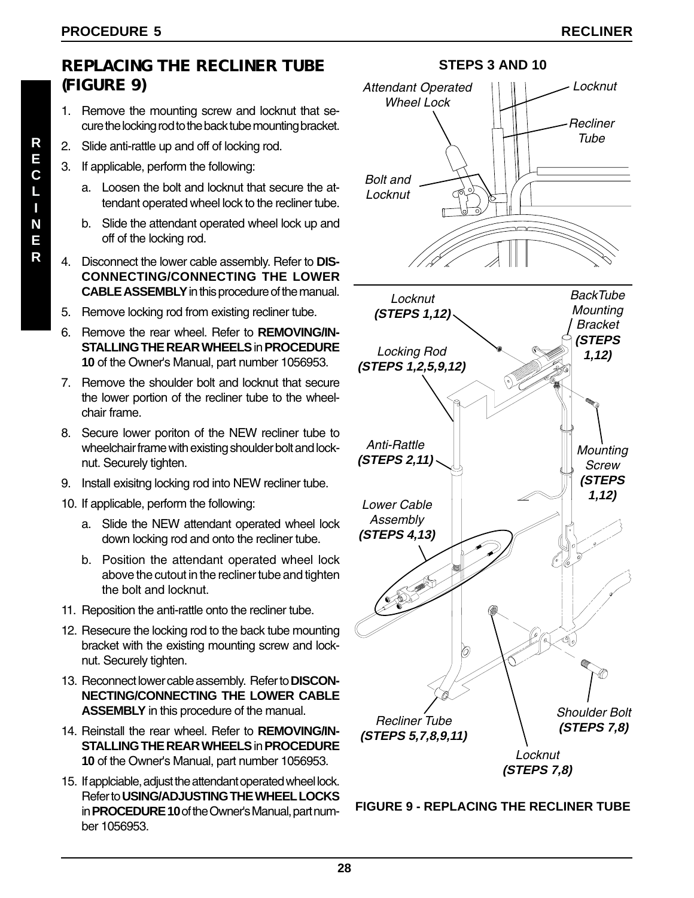## REPLACING THE RECLINER TUBE (FIGURE 9)

1. Remove the mounting screw and locknut that secure the locking rod to the back tube mounting bracket.
2. Slide anti-rattle up and off of locking rod.
3. If applicable, perform the following:
   a. Loosen the bolt and locknut that secure the attendant operated wheel lock to the recliner tube.
   b. Slide the attendant operated wheel lock up and off of the locking rod.
4. Disconnect the lower cable assembly. Refer to **DISCONNECTING/CONNECTING THE LOWER CABLE ASSEMBLY** in this procedure of the manual.
5. Remove locking rod from existing recliner tube.
6. Remove the rear wheel. Refer to **REMOVING/INSTALLING THE REAR WHEELS** in **PROCEDURE 10** of the Owner's Manual, part number 1056953.
7. Remove the shoulder bolt and locknut that secure the lower portion of the recliner tube to the wheelchair frame.
8. Secure lower poriton of the NEW recliner tube to wheelchair frame with existing shoulder bolt and locknut. Securely tighten.
9. Install exisitng locking rod into NEW recliner tube.
10. If applicable, perform the following:
    a. Slide the NEW attendant operated wheel lock down locking rod and onto the recliner tube.
    b. Position the attendant operated wheel lock above the cutout in the recliner tube and tighten the bolt and locknut.
11. Reposition the anti-rattle onto the recliner tube.
12. Resecure the locking rod to the back tube mounting bracket with the existing mounting screw and locknut. Securely tighten.
13. Reconnect lower cable assembly. Refer to **DISCONNECTING/CONNECTING THE LOWER CABLE ASSEMBLY** in this procedure of the manual.
14. Reinstall the rear wheel. Refer to **REMOVING/INSTALLING THE REAR WHEELS** in **PROCEDURE 10** of the Owner's Manual, part number 1056953.
15. If applciable, adjust the attendant operated wheel lock. Refer to **USING/ADJUSTING THE WHEEL LOCKS** in **PROCEDURE 10** of the Owner's Manual, part number 1056953.

**STEPS 3 AND 10**

*Attendant Operated Wheel Lock* · *Locknut* · *Recliner Tube* · *Bolt and Locknut*

*Locknut* **(STEPS 1,12)** · *BackTube Mounting Bracket* **(STEPS 1,12)** · *Locking Rod* **(STEPS 1,2,5,9,12)** · *Anti-Rattle* **(STEPS 2,11)** · *Mounting Screw* **(STEPS 1,12)** · *Lower Cable Assembly* **(STEPS 4,13)** · *Recliner Tube* **(STEPS 5,7,8,9,11)** · *Shoulder Bolt* **(STEPS 7,8)** · *Locknut* **(STEPS 7,8)**

**FIGURE 9 - REPLACING THE RECLINER TUBE**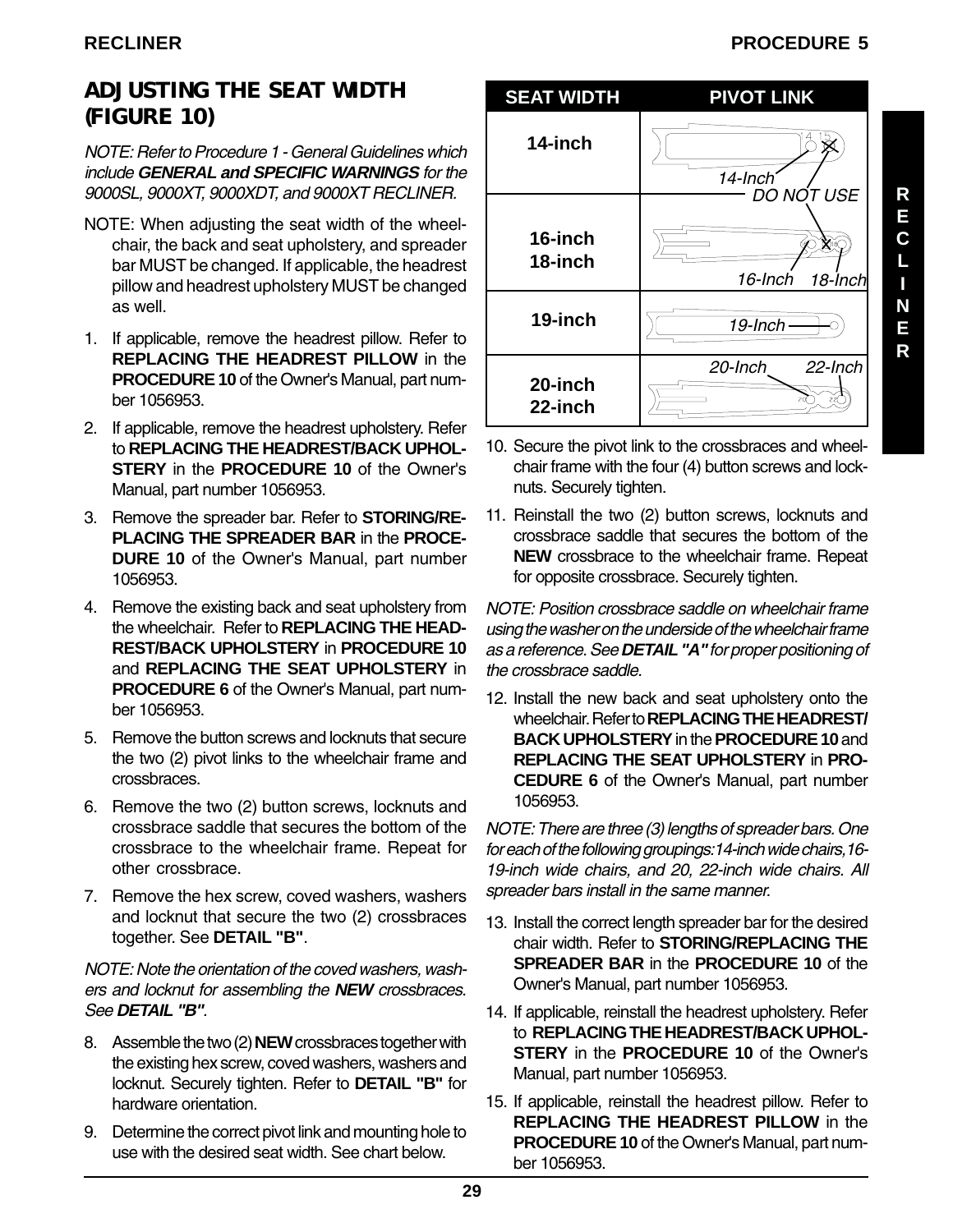## ADJUSTING THE SEAT WIDTH (FIGURE 10)

*NOTE: Refer to Procedure 1 - General Guidelines which include **GENERAL and SPECIFIC WARNINGS** for the 9000SL, 9000XT, 9000XDT, and 9000XT RECLINER.*

NOTE: When adjusting the seat width of the wheelchair, the back and seat upholstery, and spreader bar MUST be changed. If applicable, the headrest pillow and headrest upholstery MUST be changed as well.

1. If applicable, remove the headrest pillow. Refer to **REPLACING THE HEADREST PILLOW** in the **PROCEDURE 10** of the Owner's Manual, part number 1056953.
2. If applicable, remove the headrest upholstery. Refer to **REPLACING THE HEADREST/BACK UPHOLSTERY** in the **PROCEDURE 10** of the Owner's Manual, part number 1056953.
3. Remove the spreader bar. Refer to **STORING/REPLACING THE SPREADER BAR** in the **PROCEDURE 10** of the Owner's Manual, part number 1056953.
4. Remove the existing back and seat upholstery from the wheelchair. Refer to **REPLACING THE HEADREST/BACK UPHOLSTERY** in **PROCEDURE 10** and **REPLACING THE SEAT UPHOLSTERY** in **PROCEDURE 6** of the Owner's Manual, part number 1056953.
5. Remove the button screws and locknuts that secure the two (2) pivot links to the wheelchair frame and crossbraces.
6. Remove the two (2) button screws, locknuts and crossbrace saddle that secures the bottom of the crossbrace to the wheelchair frame. Repeat for other crossbrace.
7. Remove the hex screw, coved washers, washers and locknut that secure the two (2) crossbraces together. See **DETAIL "B"**.

*NOTE: Note the orientation of the coved washers, washers and locknut for assembling the **NEW** crossbraces. See **DETAIL "B"**.*

8. Assemble the two (2) **NEW** crossbraces together with the existing hex screw, coved washers, washers and locknut. Securely tighten. Refer to **DETAIL "B"** for hardware orientation.
9. Determine the correct pivot link and mounting hole to use with the desired seat width. See chart below.

| SEAT WIDTH | PIVOT LINK |
|---|---|
| 14-inch | 14-Inch; DO NOT USE |
| 16-inch<br>18-inch | 16-Inch; 18-Inch |
| 19-inch | 19-Inch |
| 20-inch<br>22-inch | 20-Inch; 22-Inch |

10. Secure the pivot link to the crossbraces and wheelchair frame with the four (4) button screws and locknuts. Securely tighten.
11. Reinstall the two (2) button screws, locknuts and crossbrace saddle that secures the bottom of the **NEW** crossbrace to the wheelchair frame. Repeat for opposite crossbrace. Securely tighten.

*NOTE: Position crossbrace saddle on wheelchair frame using the washer on the underside of the wheelchair frame as a reference. See **DETAIL "A"** for proper positioning of the crossbrace saddle.*

12. Install the new back and seat upholstery onto the wheelchair. Refer to **REPLACING THE HEADREST/BACK UPHOLSTERY** in the **PROCEDURE 10** and **REPLACING THE SEAT UPHOLSTERY** in **PROCEDURE 6** of the Owner's Manual, part number 1056953.

*NOTE: There are three (3) lengths of spreader bars. One for each of the following groupings: 14-inch wide chairs, 16-19-inch wide chairs, and 20, 22-inch wide chairs. All spreader bars install in the same manner.*

13. Install the correct length spreader bar for the desired chair width. Refer to **STORING/REPLACING THE SPREADER BAR** in the **PROCEDURE 10** of the Owner's Manual, part number 1056953.
14. If applicable, reinstall the headrest upholstery. Refer to **REPLACING THE HEADREST/BACK UPHOLSTERY** in the **PROCEDURE 10** of the Owner's Manual, part number 1056953.
15. If applicable, reinstall the headrest pillow. Refer to **REPLACING THE HEADREST PILLOW** in the **PROCEDURE 10** of the Owner's Manual, part number 1056953.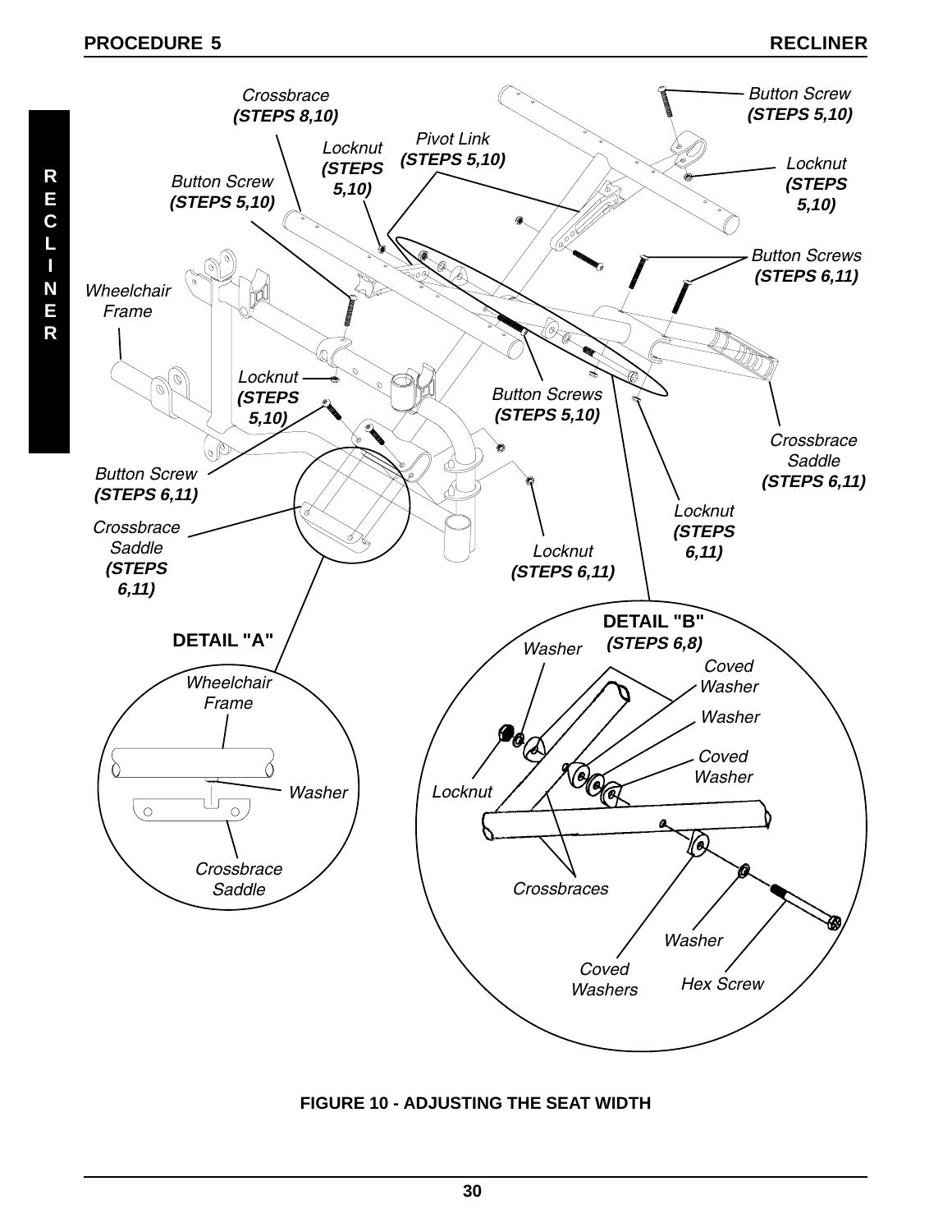Crossbrace
**(STEPS 8,10)**

Button Screw
**(STEPS 5,10)**

Locknut
**(STEPS 5,10)**

Pivot Link
**(STEPS 5,10)**

Button Screw
**(STEPS 5,10)**

Locknut
**(STEPS 5,10)**

Wheelchair Frame

Button Screws
**(STEPS 6,11)**

Locknut
**(STEPS 5,10)**

Button Screws
**(STEPS 5,10)**

Button Screw
**(STEPS 6,11)**

Crossbrace Saddle
**(STEPS 6,11)**

Crossbrace Saddle
**(STEPS 6,11)**

Locknut
**(STEPS 6,11)**

Locknut
**(STEPS 6,11)**

**DETAIL "A"**

Wheelchair Frame

Washer

Crossbrace Saddle

**DETAIL "B"**
**(STEPS 6,8)**

Washer

Coved Washer

Washer

Coved Washer

Locknut

Crossbraces

Washer

Coved Washers

Hex Screw

**FIGURE 10 - ADJUSTING THE SEAT WIDTH**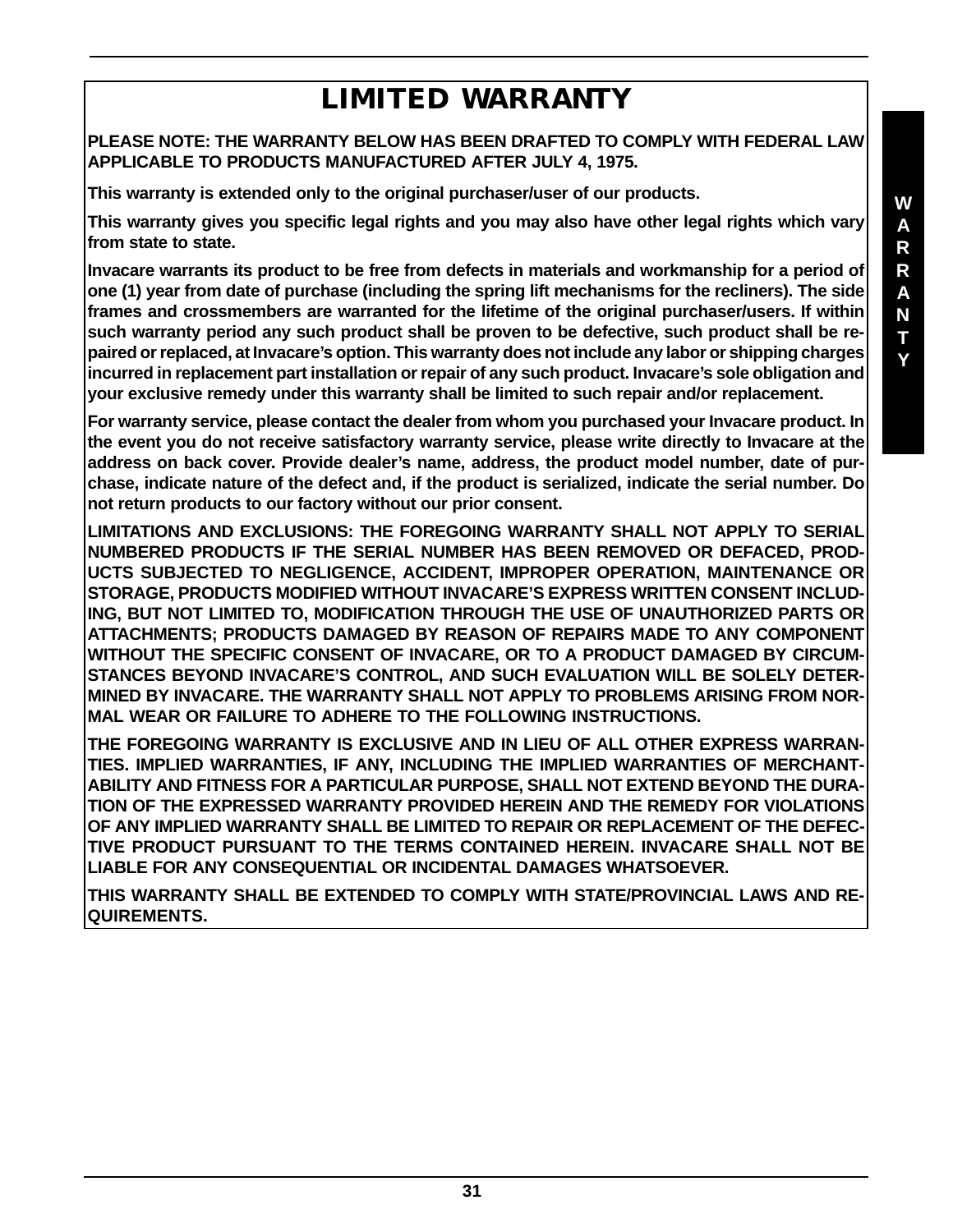# LIMITED WARRANTY

**PLEASE NOTE: THE WARRANTY BELOW HAS BEEN DRAFTED TO COMPLY WITH FEDERAL LAW APPLICABLE TO PRODUCTS MANUFACTURED AFTER JULY 4, 1975.**

**This warranty is extended only to the original purchaser/user of our products.**

**This warranty gives you specific legal rights and you may also have other legal rights which vary from state to state.**

**Invacare warrants its product to be free from defects in materials and workmanship for a period of one (1) year from date of purchase (including the spring lift mechanisms for the recliners). The side frames and crossmembers are warranted for the lifetime of the original purchaser/users. If within such warranty period any such product shall be proven to be defective, such product shall be repaired or replaced, at Invacare's option. This warranty does not include any labor or shipping charges incurred in replacement part installation or repair of any such product. Invacare's sole obligation and your exclusive remedy under this warranty shall be limited to such repair and/or replacement.**

**For warranty service, please contact the dealer from whom you purchased your Invacare product. In the event you do not receive satisfactory warranty service, please write directly to Invacare at the address on back cover. Provide dealer's name, address, the product model number, date of purchase, indicate nature of the defect and, if the product is serialized, indicate the serial number. Do not return products to our factory without our prior consent.**

**LIMITATIONS AND EXCLUSIONS: THE FOREGOING WARRANTY SHALL NOT APPLY TO SERIAL NUMBERED PRODUCTS IF THE SERIAL NUMBER HAS BEEN REMOVED OR DEFACED, PRODUCTS SUBJECTED TO NEGLIGENCE, ACCIDENT, IMPROPER OPERATION, MAINTENANCE OR STORAGE, PRODUCTS MODIFIED WITHOUT INVACARE'S EXPRESS WRITTEN CONSENT INCLUDING, BUT NOT LIMITED TO, MODIFICATION THROUGH THE USE OF UNAUTHORIZED PARTS OR ATTACHMENTS; PRODUCTS DAMAGED BY REASON OF REPAIRS MADE TO ANY COMPONENT WITHOUT THE SPECIFIC CONSENT OF INVACARE, OR TO A PRODUCT DAMAGED BY CIRCUMSTANCES BEYOND INVACARE'S CONTROL, AND SUCH EVALUATION WILL BE SOLELY DETERMINED BY INVACARE. THE WARRANTY SHALL NOT APPLY TO PROBLEMS ARISING FROM NORMAL WEAR OR FAILURE TO ADHERE TO THE FOLLOWING INSTRUCTIONS.**

**THE FOREGOING WARRANTY IS EXCLUSIVE AND IN LIEU OF ALL OTHER EXPRESS WARRANTIES. IMPLIED WARRANTIES, IF ANY, INCLUDING THE IMPLIED WARRANTIES OF MERCHANTABILITY AND FITNESS FOR A PARTICULAR PURPOSE, SHALL NOT EXTEND BEYOND THE DURATION OF THE EXPRESSED WARRANTY PROVIDED HEREIN AND THE REMEDY FOR VIOLATIONS OF ANY IMPLIED WARRANTY SHALL BE LIMITED TO REPAIR OR REPLACEMENT OF THE DEFECTIVE PRODUCT PURSUANT TO THE TERMS CONTAINED HEREIN. INVACARE SHALL NOT BE LIABLE FOR ANY CONSEQUENTIAL OR INCIDENTAL DAMAGES WHATSOEVER.**

**THIS WARRANTY SHALL BE EXTENDED TO COMPLY WITH STATE/PROVINCIAL LAWS AND REQUIREMENTS.**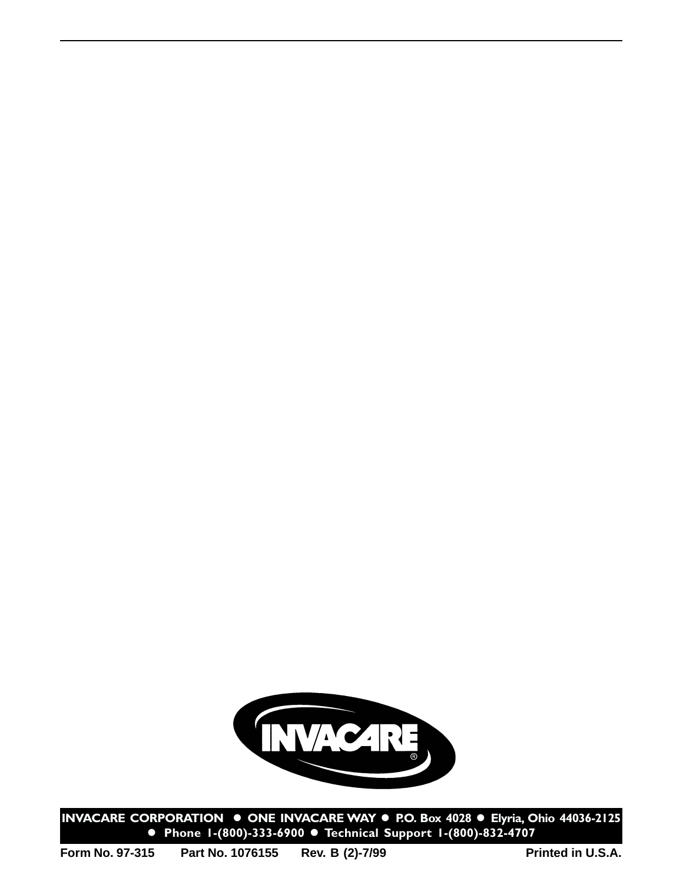INVACARE®

**INVACARE CORPORATION • ONE INVACARE WAY • P.O. Box 4028 • Elyria, Ohio 44036-2125**
**• Phone 1-(800)-333-6900 • Technical Support 1-(800)-832-4707**

**Form No. 97-315 Part No. 1076155 Rev. B (2)-7/99 Printed in U.S.A.**